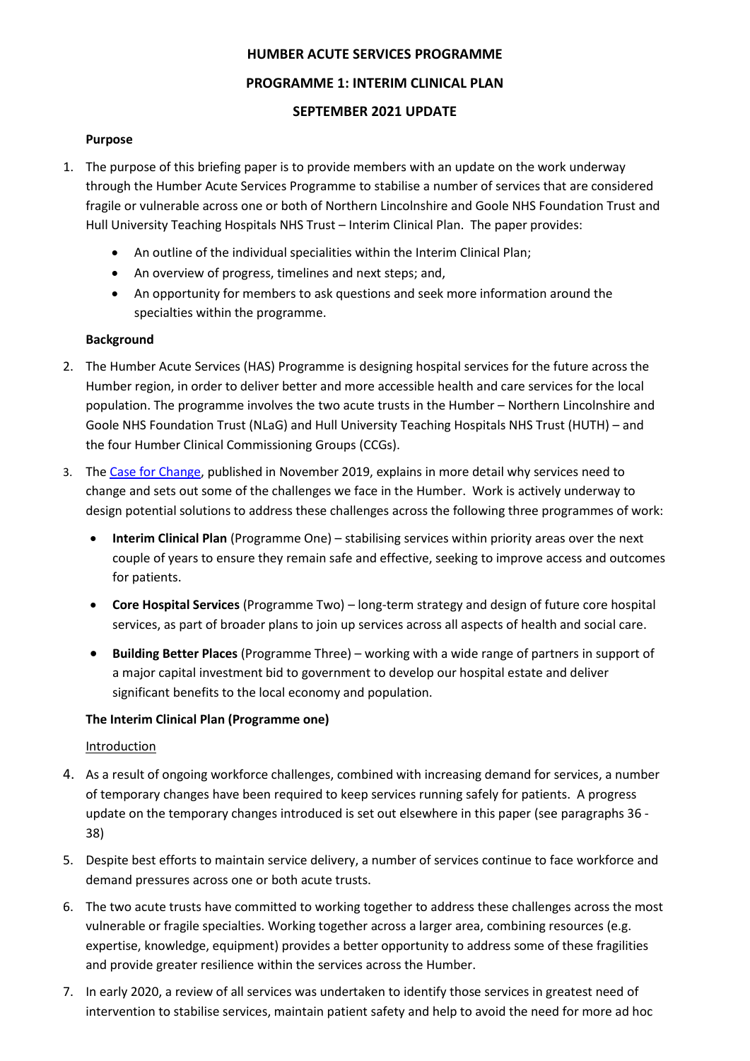# HUMBER ACUTE SERVICES PROGRAMME

## PROGRAMME 1: INTERIM CLINICAL PLAN

## SEPTEMBER 2021 UPDATE

**Purpose**

1. The purpose of this briefing paper is to provide members with an update on the work underway through the Humber Acute Services Programme to stabilise a number of services that are considered fragile or vulnerable across one or both of Northern Lincolnshire and Goole NHS Foundation Trust and Hull University Teaching Hospitals NHS Trust – Interim Clinical Plan. The paper provides:
   - An outline of the individual specialities within the Interim Clinical Plan;
   - An overview of progress, timelines and next steps; and,
   - An opportunity for members to ask questions and seek more information around the specialties within the programme.

**Background**

2. The Humber Acute Services (HAS) Programme is designing hospital services for the future across the Humber region, in order to deliver better and more accessible health and care services for the local population. The programme involves the two acute trusts in the Humber – Northern Lincolnshire and Goole NHS Foundation Trust (NLaG) and Hull University Teaching Hospitals NHS Trust (HUTH) – and the four Humber Clinical Commissioning Groups (CCGs).

3. The Case for Change, published in November 2019, explains in more detail why services need to change and sets out some of the challenges we face in the Humber. Work is actively underway to design potential solutions to address these challenges across the following three programmes of work:
   - **Interim Clinical Plan** (Programme One) – stabilising services within priority areas over the next couple of years to ensure they remain safe and effective, seeking to improve access and outcomes for patients.
   - **Core Hospital Services** (Programme Two) – long-term strategy and design of future core hospital services, as part of broader plans to join up services across all aspects of health and social care.
   - **Building Better Places** (Programme Three) – working with a wide range of partners in support of a major capital investment bid to government to develop our hospital estate and deliver significant benefits to the local economy and population.

**The Interim Clinical Plan (Programme one)**

Introduction

4. As a result of ongoing workforce challenges, combined with increasing demand for services, a number of temporary changes have been required to keep services running safely for patients. A progress update on the temporary changes introduced is set out elsewhere in this paper (see paragraphs 36 - 38)

5. Despite best efforts to maintain service delivery, a number of services continue to face workforce and demand pressures across one or both acute trusts.

6. The two acute trusts have committed to working together to address these challenges across the most vulnerable or fragile specialties. Working together across a larger area, combining resources (e.g. expertise, knowledge, equipment) provides a better opportunity to address some of these fragilities and provide greater resilience within the services across the Humber.

7. In early 2020, a review of all services was undertaken to identify those services in greatest need of intervention to stabilise services, maintain patient safety and help to avoid the need for more ad hoc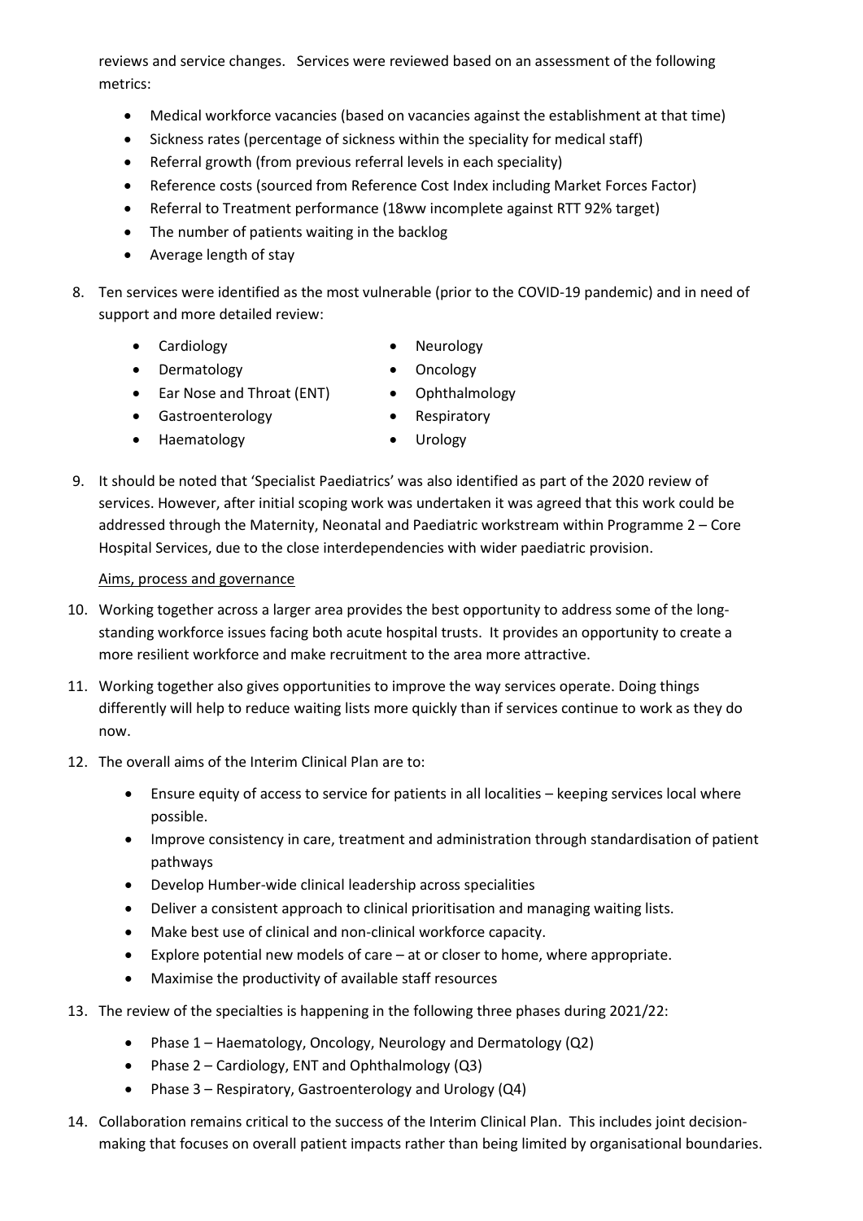reviews and service changes. Services were reviewed based on an assessment of the following metrics:

- Medical workforce vacancies (based on vacancies against the establishment at that time)
- Sickness rates (percentage of sickness within the speciality for medical staff)
- Referral growth (from previous referral levels in each speciality)
- Reference costs (sourced from Reference Cost Index including Market Forces Factor)
- Referral to Treatment performance (18ww incomplete against RTT 92% target)
- The number of patients waiting in the backlog
- Average length of stay

8. Ten services were identified as the most vulnerable (prior to the COVID-19 pandemic) and in need of support and more detailed review:

    - Cardiology
    - Dermatology
    - Ear Nose and Throat (ENT)
    - Gastroenterology
    - Haematology
    - Neurology
    - Oncology
    - Ophthalmology
    - Respiratory
    - Urology

9. It should be noted that 'Specialist Paediatrics' was also identified as part of the 2020 review of services. However, after initial scoping work was undertaken it was agreed that this work could be addressed through the Maternity, Neonatal and Paediatric workstream within Programme 2 – Core Hospital Services, due to the close interdependencies with wider paediatric provision.

<u>Aims, process and governance</u>

10. Working together across a larger area provides the best opportunity to address some of the long-standing workforce issues facing both acute hospital trusts. It provides an opportunity to create a more resilient workforce and make recruitment to the area more attractive.

11. Working together also gives opportunities to improve the way services operate. Doing things differently will help to reduce waiting lists more quickly than if services continue to work as they do now.

12. The overall aims of the Interim Clinical Plan are to:

    - Ensure equity of access to service for patients in all localities – keeping services local where possible.
    - Improve consistency in care, treatment and administration through standardisation of patient pathways
    - Develop Humber-wide clinical leadership across specialities
    - Deliver a consistent approach to clinical prioritisation and managing waiting lists.
    - Make best use of clinical and non-clinical workforce capacity.
    - Explore potential new models of care – at or closer to home, where appropriate.
    - Maximise the productivity of available staff resources

13. The review of the specialties is happening in the following three phases during 2021/22:

    - Phase 1 – Haematology, Oncology, Neurology and Dermatology (Q2)
    - Phase 2 – Cardiology, ENT and Ophthalmology (Q3)
    - Phase 3 – Respiratory, Gastroenterology and Urology (Q4)

14. Collaboration remains critical to the success of the Interim Clinical Plan. This includes joint decision-making that focuses on overall patient impacts rather than being limited by organisational boundaries.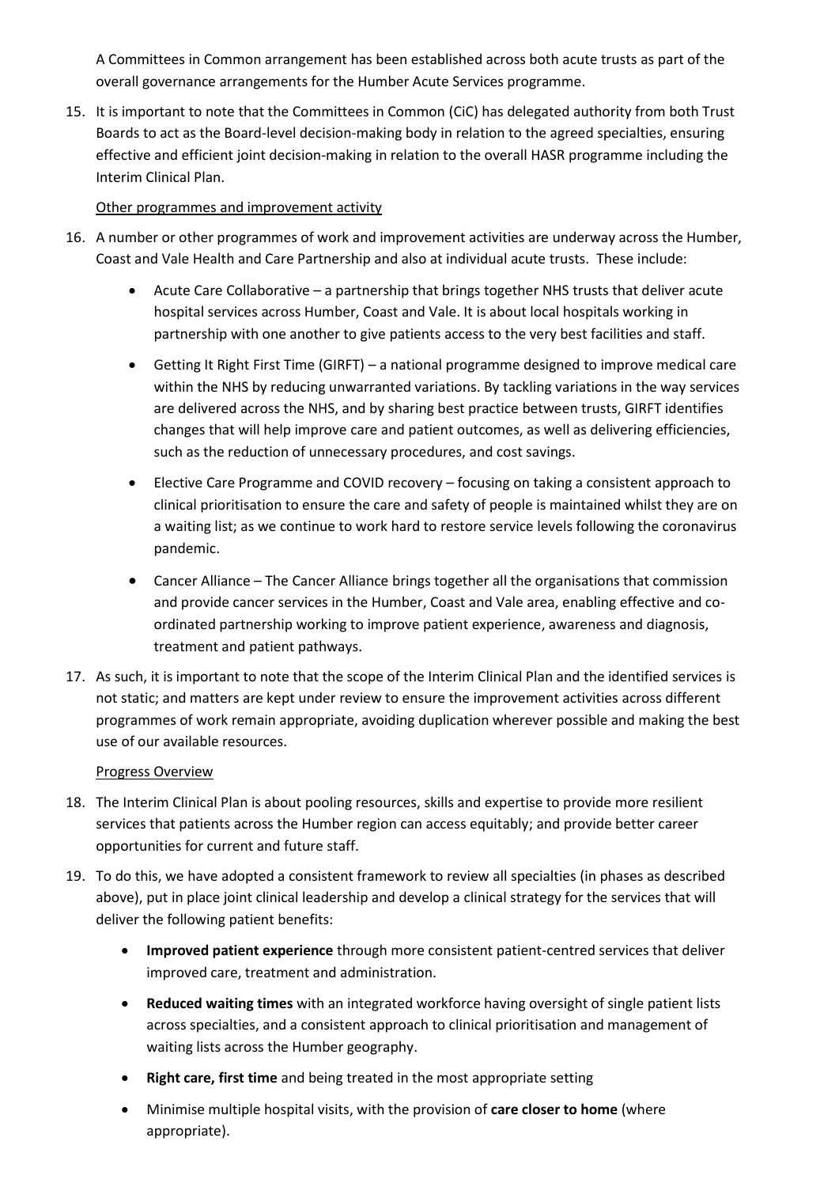A Committees in Common arrangement has been established across both acute trusts as part of the overall governance arrangements for the Humber Acute Services programme.

15. It is important to note that the Committees in Common (CiC) has delegated authority from both Trust Boards to act as the Board-level decision-making body in relation to the agreed specialties, ensuring effective and efficient joint decision-making in relation to the overall HASR programme including the Interim Clinical Plan.

<u>Other programmes and improvement activity</u>

16. A number or other programmes of work and improvement activities are underway across the Humber, Coast and Vale Health and Care Partnership and also at individual acute trusts. These include:

    - Acute Care Collaborative – a partnership that brings together NHS trusts that deliver acute hospital services across Humber, Coast and Vale. It is about local hospitals working in partnership with one another to give patients access to the very best facilities and staff.
    - Getting It Right First Time (GIRFT) – a national programme designed to improve medical care within the NHS by reducing unwarranted variations. By tackling variations in the way services are delivered across the NHS, and by sharing best practice between trusts, GIRFT identifies changes that will help improve care and patient outcomes, as well as delivering efficiencies, such as the reduction of unnecessary procedures, and cost savings.
    - Elective Care Programme and COVID recovery – focusing on taking a consistent approach to clinical prioritisation to ensure the care and safety of people is maintained whilst they are on a waiting list; as we continue to work hard to restore service levels following the coronavirus pandemic.
    - Cancer Alliance – The Cancer Alliance brings together all the organisations that commission and provide cancer services in the Humber, Coast and Vale area, enabling effective and co-ordinated partnership working to improve patient experience, awareness and diagnosis, treatment and patient pathways.

17. As such, it is important to note that the scope of the Interim Clinical Plan and the identified services is not static; and matters are kept under review to ensure the improvement activities across different programmes of work remain appropriate, avoiding duplication wherever possible and making the best use of our available resources.

<u>Progress Overview</u>

18. The Interim Clinical Plan is about pooling resources, skills and expertise to provide more resilient services that patients across the Humber region can access equitably; and provide better career opportunities for current and future staff.

19. To do this, we have adopted a consistent framework to review all specialties (in phases as described above), put in place joint clinical leadership and develop a clinical strategy for the services that will deliver the following patient benefits:

    - **Improved patient experience** through more consistent patient-centred services that deliver improved care, treatment and administration.
    - **Reduced waiting times** with an integrated workforce having oversight of single patient lists across specialties, and a consistent approach to clinical prioritisation and management of waiting lists across the Humber geography.
    - **Right care, first time** and being treated in the most appropriate setting
    - Minimise multiple hospital visits, with the provision of **care closer to home** (where appropriate).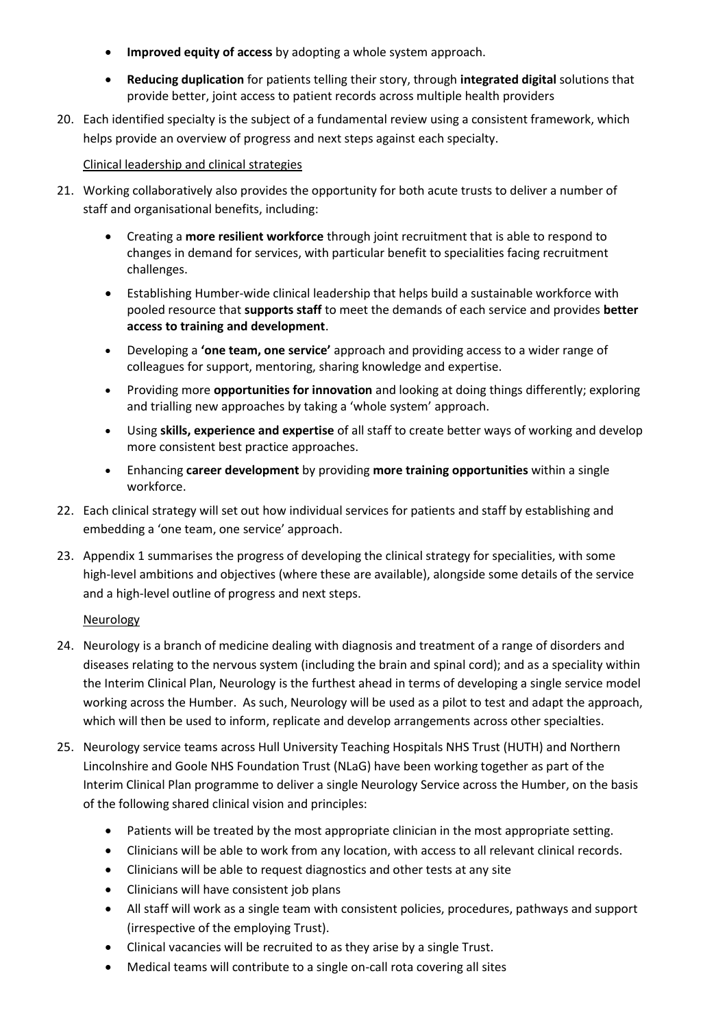- **Improved equity of access** by adopting a whole system approach.
- **Reducing duplication** for patients telling their story, through **integrated digital** solutions that provide better, joint access to patient records across multiple health providers

20. Each identified specialty is the subject of a fundamental review using a consistent framework, which helps provide an overview of progress and next steps against each specialty.

Clinical leadership and clinical strategies

21. Working collaboratively also provides the opportunity for both acute trusts to deliver a number of staff and organisational benefits, including:
    - Creating a **more resilient workforce** through joint recruitment that is able to respond to changes in demand for services, with particular benefit to specialities facing recruitment challenges.
    - Establishing Humber-wide clinical leadership that helps build a sustainable workforce with pooled resource that **supports staff** to meet the demands of each service and provides **better access to training and development**.
    - Developing a **'one team, one service'** approach and providing access to a wider range of colleagues for support, mentoring, sharing knowledge and expertise.
    - Providing more **opportunities for innovation** and looking at doing things differently; exploring and trialling new approaches by taking a 'whole system' approach.
    - Using **skills, experience and expertise** of all staff to create better ways of working and develop more consistent best practice approaches.
    - Enhancing **career development** by providing **more training opportunities** within a single workforce.

22. Each clinical strategy will set out how individual services for patients and staff by establishing and embedding a 'one team, one service' approach.

23. Appendix 1 summarises the progress of developing the clinical strategy for specialities, with some high-level ambitions and objectives (where these are available), alongside some details of the service and a high-level outline of progress and next steps.

Neurology

24. Neurology is a branch of medicine dealing with diagnosis and treatment of a range of disorders and diseases relating to the nervous system (including the brain and spinal cord); and as a speciality within the Interim Clinical Plan, Neurology is the furthest ahead in terms of developing a single service model working across the Humber. As such, Neurology will be used as a pilot to test and adapt the approach, which will then be used to inform, replicate and develop arrangements across other specialties.

25. Neurology service teams across Hull University Teaching Hospitals NHS Trust (HUTH) and Northern Lincolnshire and Goole NHS Foundation Trust (NLaG) have been working together as part of the Interim Clinical Plan programme to deliver a single Neurology Service across the Humber, on the basis of the following shared clinical vision and principles:
    - Patients will be treated by the most appropriate clinician in the most appropriate setting.
    - Clinicians will be able to work from any location, with access to all relevant clinical records.
    - Clinicians will be able to request diagnostics and other tests at any site
    - Clinicians will have consistent job plans
    - All staff will work as a single team with consistent policies, procedures, pathways and support (irrespective of the employing Trust).
    - Clinical vacancies will be recruited to as they arise by a single Trust.
    - Medical teams will contribute to a single on-call rota covering all sites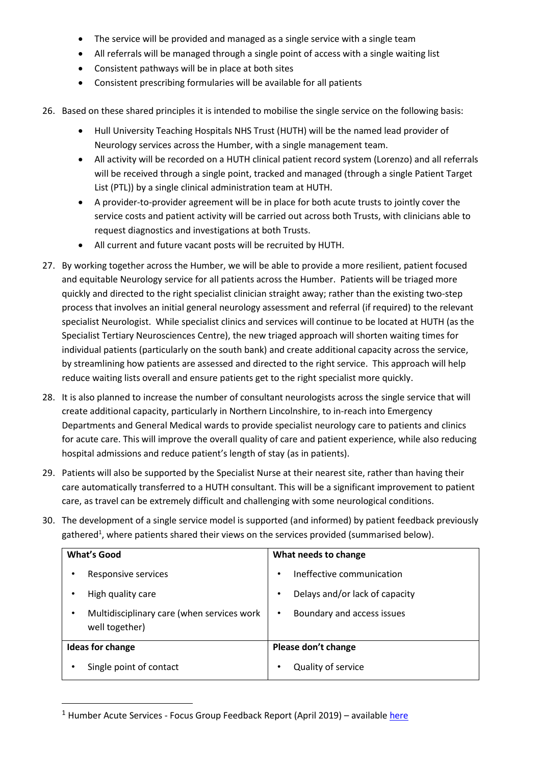- The service will be provided and managed as a single service with a single team
- All referrals will be managed through a single point of access with a single waiting list
- Consistent pathways will be in place at both sites
- Consistent prescribing formularies will be available for all patients

26. Based on these shared principles it is intended to mobilise the single service on the following basis:

    - Hull University Teaching Hospitals NHS Trust (HUTH) will be the named lead provider of Neurology services across the Humber, with a single management team.
    - All activity will be recorded on a HUTH clinical patient record system (Lorenzo) and all referrals will be received through a single point, tracked and managed (through a single Patient Target List (PTL)) by a single clinical administration team at HUTH.
    - A provider-to-provider agreement will be in place for both acute trusts to jointly cover the service costs and patient activity will be carried out across both Trusts, with clinicians able to request diagnostics and investigations at both Trusts.
    - All current and future vacant posts will be recruited by HUTH.

27. By working together across the Humber, we will be able to provide a more resilient, patient focused and equitable Neurology service for all patients across the Humber. Patients will be triaged more quickly and directed to the right specialist clinician straight away; rather than the existing two-step process that involves an initial general neurology assessment and referral (if required) to the relevant specialist Neurologist. While specialist clinics and services will continue to be located at HUTH (as the Specialist Tertiary Neurosciences Centre), the new triaged approach will shorten waiting times for individual patients (particularly on the south bank) and create additional capacity across the service, by streamlining how patients are assessed and directed to the right service. This approach will help reduce waiting lists overall and ensure patients get to the right specialist more quickly.

28. It is also planned to increase the number of consultant neurologists across the single service that will create additional capacity, particularly in Northern Lincolnshire, to in-reach into Emergency Departments and General Medical wards to provide specialist neurology care to patients and clinics for acute care. This will improve the overall quality of care and patient experience, while also reducing hospital admissions and reduce patient's length of stay (as in patients).

29. Patients will also be supported by the Specialist Nurse at their nearest site, rather than having their care automatically transferred to a HUTH consultant. This will be a significant improvement to patient care, as travel can be extremely difficult and challenging with some neurological conditions.

30. The development of a single service model is supported (and informed) by patient feedback previously gathered[1], where patients shared their views on the services provided (summarised below).

| **What's Good** | **What needs to change** |
|---|---|
| • Responsive services<br>• High quality care<br>• Multidisciplinary care (when services work well together) | • Ineffective communication<br>• Delays and/or lack of capacity<br>• Boundary and access issues |
| **Ideas for change** | **Please don't change** |
| • Single point of contact | • Quality of service |

[1] Humber Acute Services - Focus Group Feedback Report (April 2019) – available here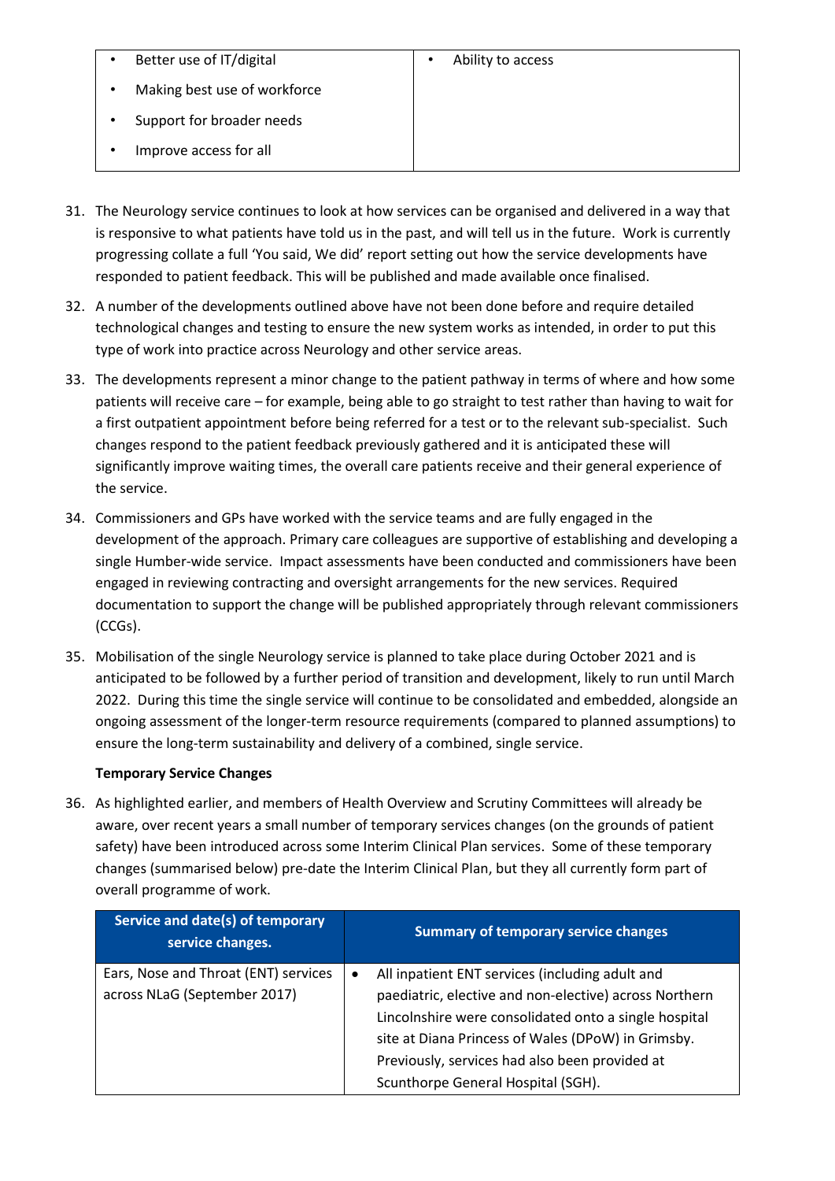| • Better use of IT/digital<br>• Making best use of workforce<br>• Support for broader needs<br>• Improve access for all | • Ability to access |
|---|---|

31. The Neurology service continues to look at how services can be organised and delivered in a way that is responsive to what patients have told us in the past, and will tell us in the future. Work is currently progressing collate a full 'You said, We did' report setting out how the service developments have responded to patient feedback. This will be published and made available once finalised.

32. A number of the developments outlined above have not been done before and require detailed technological changes and testing to ensure the new system works as intended, in order to put this type of work into practice across Neurology and other service areas.

33. The developments represent a minor change to the patient pathway in terms of where and how some patients will receive care – for example, being able to go straight to test rather than having to wait for a first outpatient appointment before being referred for a test or to the relevant sub-specialist. Such changes respond to the patient feedback previously gathered and it is anticipated these will significantly improve waiting times, the overall care patients receive and their general experience of the service.

34. Commissioners and GPs have worked with the service teams and are fully engaged in the development of the approach. Primary care colleagues are supportive of establishing and developing a single Humber-wide service. Impact assessments have been conducted and commissioners have been engaged in reviewing contracting and oversight arrangements for the new services. Required documentation to support the change will be published appropriately through relevant commissioners (CCGs).

35. Mobilisation of the single Neurology service is planned to take place during October 2021 and is anticipated to be followed by a further period of transition and development, likely to run until March 2022. During this time the single service will continue to be consolidated and embedded, alongside an ongoing assessment of the longer-term resource requirements (compared to planned assumptions) to ensure the long-term sustainability and delivery of a combined, single service.

**Temporary Service Changes**

36. As highlighted earlier, and members of Health Overview and Scrutiny Committees will already be aware, over recent years a small number of temporary services changes (on the grounds of patient safety) have been introduced across some Interim Clinical Plan services. Some of these temporary changes (summarised below) pre-date the Interim Clinical Plan, but they all currently form part of overall programme of work.

| Service and date(s) of temporary service changes. | Summary of temporary service changes |
|---|---|
| Ears, Nose and Throat (ENT) services across NLaG (September 2017) | • All inpatient ENT services (including adult and paediatric, elective and non-elective) across Northern Lincolnshire were consolidated onto a single hospital site at Diana Princess of Wales (DPoW) in Grimsby. Previously, services had also been provided at Scunthorpe General Hospital (SGH). |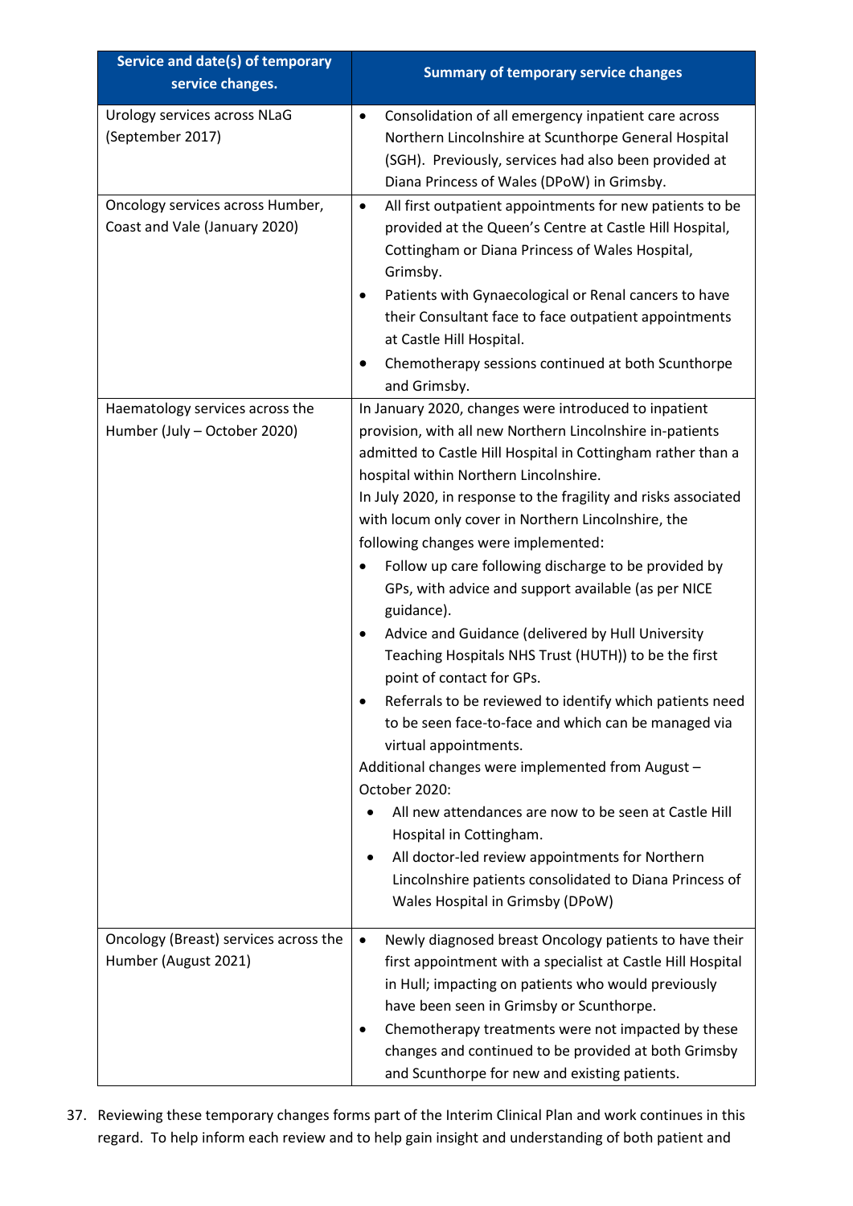| Service and date(s) of temporary service changes. | Summary of temporary service changes |
|---|---|
| Urology services across NLaG (September 2017) | • Consolidation of all emergency inpatient care across Northern Lincolnshire at Scunthorpe General Hospital (SGH). Previously, services had also been provided at Diana Princess of Wales (DPoW) in Grimsby. |
| Oncology services across Humber, Coast and Vale (January 2020) | • All first outpatient appointments for new patients to be provided at the Queen's Centre at Castle Hill Hospital, Cottingham or Diana Princess of Wales Hospital, Grimsby.<br>• Patients with Gynaecological or Renal cancers to have their Consultant face to face outpatient appointments at Castle Hill Hospital.<br>• Chemotherapy sessions continued at both Scunthorpe and Grimsby. |
| Haematology services across the Humber (July – October 2020) | In January 2020, changes were introduced to inpatient provision, with all new Northern Lincolnshire in-patients admitted to Castle Hill Hospital in Cottingham rather than a hospital within Northern Lincolnshire.<br>In July 2020, in response to the fragility and risks associated with locum only cover in Northern Lincolnshire, the following changes were implemented:<br>• Follow up care following discharge to be provided by GPs, with advice and support available (as per NICE guidance).<br>• Advice and Guidance (delivered by Hull University Teaching Hospitals NHS Trust (HUTH)) to be the first point of contact for GPs.<br>• Referrals to be reviewed to identify which patients need to be seen face-to-face and which can be managed via virtual appointments.<br>Additional changes were implemented from August – October 2020:<br>• All new attendances are now to be seen at Castle Hill Hospital in Cottingham.<br>• All doctor-led review appointments for Northern Lincolnshire patients consolidated to Diana Princess of Wales Hospital in Grimsby (DPoW) |
| Oncology (Breast) services across the Humber (August 2021) | • Newly diagnosed breast Oncology patients to have their first appointment with a specialist at Castle Hill Hospital in Hull; impacting on patients who would previously have been seen in Grimsby or Scunthorpe.<br>• Chemotherapy treatments were not impacted by these changes and continued to be provided at both Grimsby and Scunthorpe for new and existing patients. |

37. Reviewing these temporary changes forms part of the Interim Clinical Plan and work continues in this regard. To help inform each review and to help gain insight and understanding of both patient and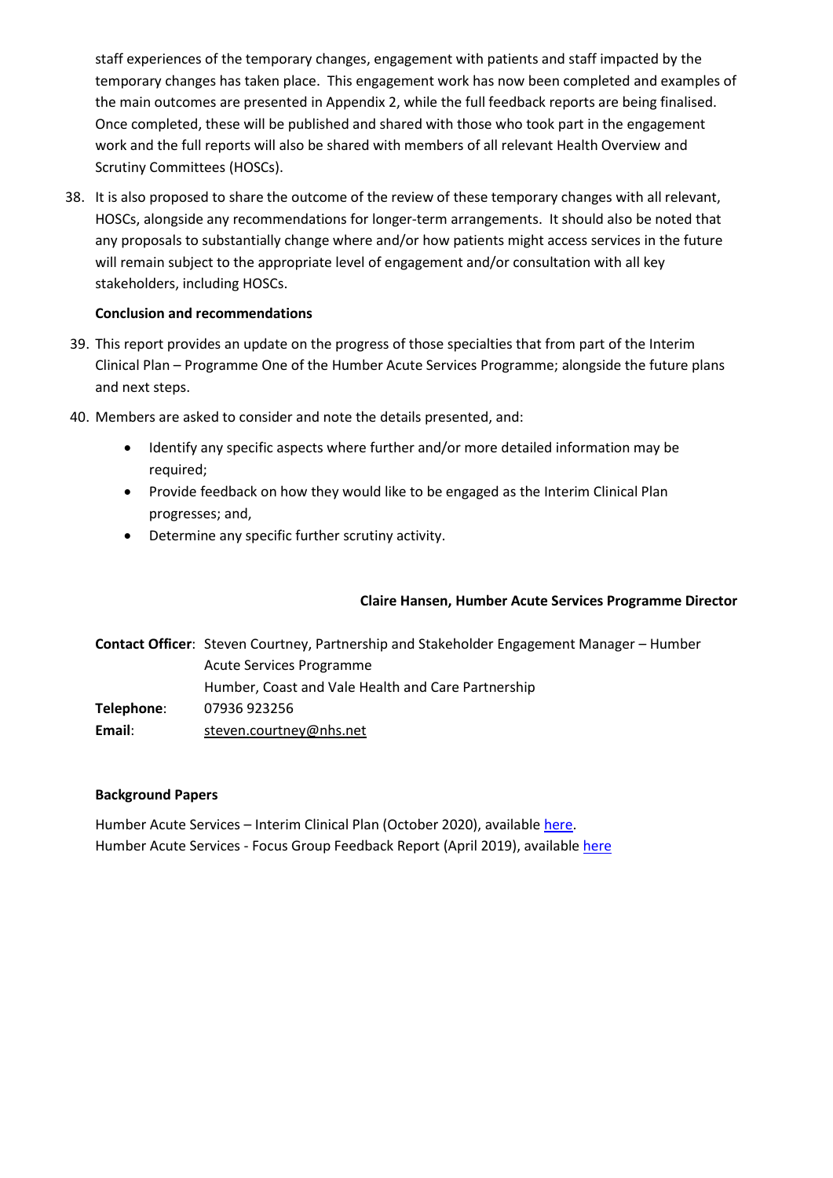staff experiences of the temporary changes, engagement with patients and staff impacted by the temporary changes has taken place. This engagement work has now been completed and examples of the main outcomes are presented in Appendix 2, while the full feedback reports are being finalised. Once completed, these will be published and shared with those who took part in the engagement work and the full reports will also be shared with members of all relevant Health Overview and Scrutiny Committees (HOSCs).

38. It is also proposed to share the outcome of the review of these temporary changes with all relevant, HOSCs, alongside any recommendations for longer-term arrangements. It should also be noted that any proposals to substantially change where and/or how patients might access services in the future will remain subject to the appropriate level of engagement and/or consultation with all key stakeholders, including HOSCs.

**Conclusion and recommendations**

39. This report provides an update on the progress of those specialties that from part of the Interim Clinical Plan – Programme One of the Humber Acute Services Programme; alongside the future plans and next steps.

40. Members are asked to consider and note the details presented, and:

    - Identify any specific aspects where further and/or more detailed information may be required;
    - Provide feedback on how they would like to be engaged as the Interim Clinical Plan progresses; and,
    - Determine any specific further scrutiny activity.

**Claire Hansen, Humber Acute Services Programme Director**

| | |
|---|---|
| **Contact Officer**: | Steven Courtney, Partnership and Stakeholder Engagement Manager – Humber Acute Services Programme<br>Humber, Coast and Vale Health and Care Partnership |
| **Telephone**: | 07936 923256 |
| **Email**: | steven.courtney@nhs.net |

**Background Papers**

Humber Acute Services – Interim Clinical Plan (October 2020), available here.
Humber Acute Services - Focus Group Feedback Report (April 2019), available here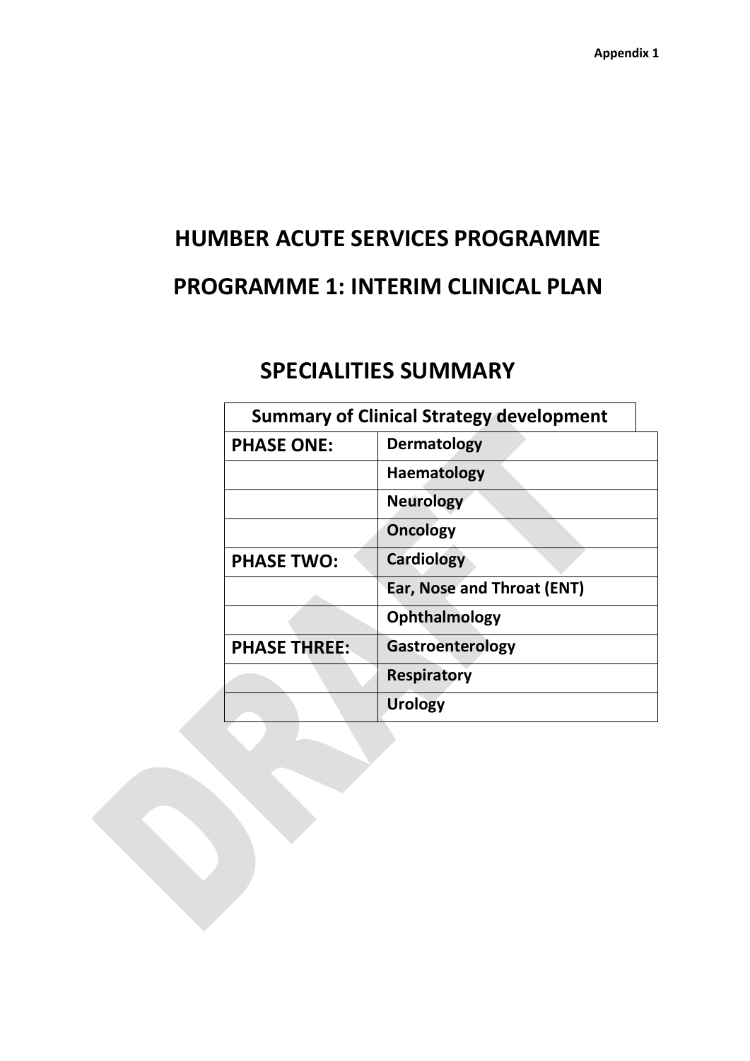Appendix 1

# HUMBER ACUTE SERVICES PROGRAMME

# PROGRAMME 1: INTERIM CLINICAL PLAN

## SPECIALITIES SUMMARY

| Summary of Clinical Strategy development | |
|---|---|
| **PHASE ONE:** | **Dermatology** |
| | **Haematology** |
| | **Neurology** |
| | **Oncology** |
| **PHASE TWO:** | **Cardiology** |
| | **Ear, Nose and Throat (ENT)** |
| | **Ophthalmology** |
| **PHASE THREE:** | **Gastroenterology** |
| | **Respiratory** |
| | **Urology** |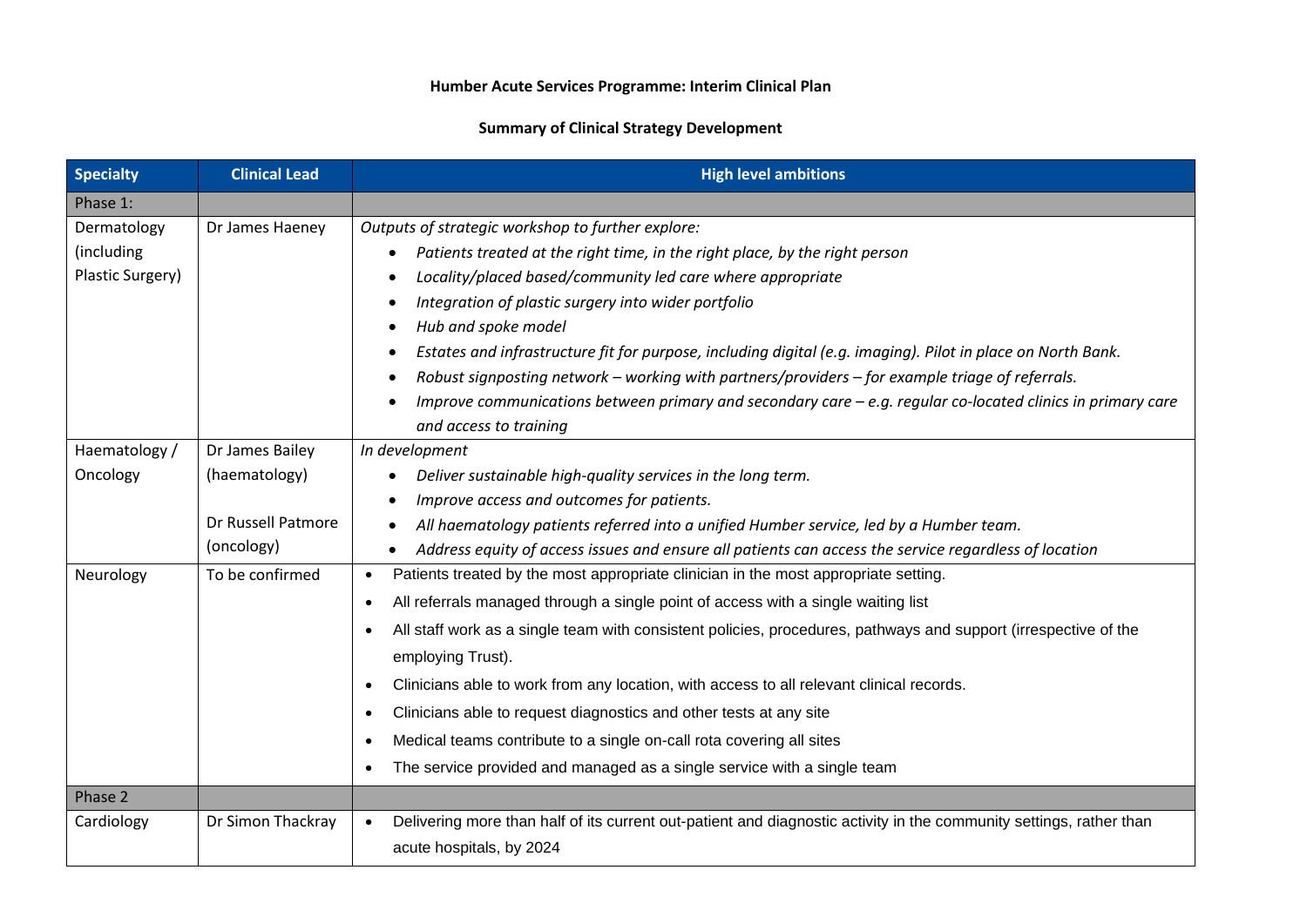**Humber Acute Services Programme: Interim Clinical Plan**

**Summary of Clinical Strategy Development**

| Specialty | Clinical Lead | High level ambitions |
|---|---|---|
| Phase 1: | | |
| Dermatology (including Plastic Surgery) | Dr James Haeney | *Outputs of strategic workshop to further explore:*<br>• *Patients treated at the right time, in the right place, by the right person*<br>• *Locality/placed based/community led care where appropriate*<br>• *Integration of plastic surgery into wider portfolio*<br>• *Hub and spoke model*<br>• *Estates and infrastructure fit for purpose, including digital (e.g. imaging). Pilot in place on North Bank.*<br>• *Robust signposting network – working with partners/providers – for example triage of referrals.*<br>• *Improve communications between primary and secondary care – e.g. regular co-located clinics in primary care and access to training* |
| Haematology / Oncology | Dr James Bailey (haematology)<br><br>Dr Russell Patmore (oncology) | *In development*<br>• *Deliver sustainable high-quality services in the long term.*<br>• *Improve access and outcomes for patients.*<br>• *All haematology patients referred into a unified Humber service, led by a Humber team.*<br>• *Address equity of access issues and ensure all patients can access the service regardless of location* |
| Neurology | To be confirmed | • Patients treated by the most appropriate clinician in the most appropriate setting.<br>• All referrals managed through a single point of access with a single waiting list<br>• All staff work as a single team with consistent policies, procedures, pathways and support (irrespective of the employing Trust).<br>• Clinicians able to work from any location, with access to all relevant clinical records.<br>• Clinicians able to request diagnostics and other tests at any site<br>• Medical teams contribute to a single on-call rota covering all sites<br>• The service provided and managed as a single service with a single team |
| Phase 2 | | |
| Cardiology | Dr Simon Thackray | • Delivering more than half of its current out-patient and diagnostic activity in the community settings, rather than acute hospitals, by 2024 |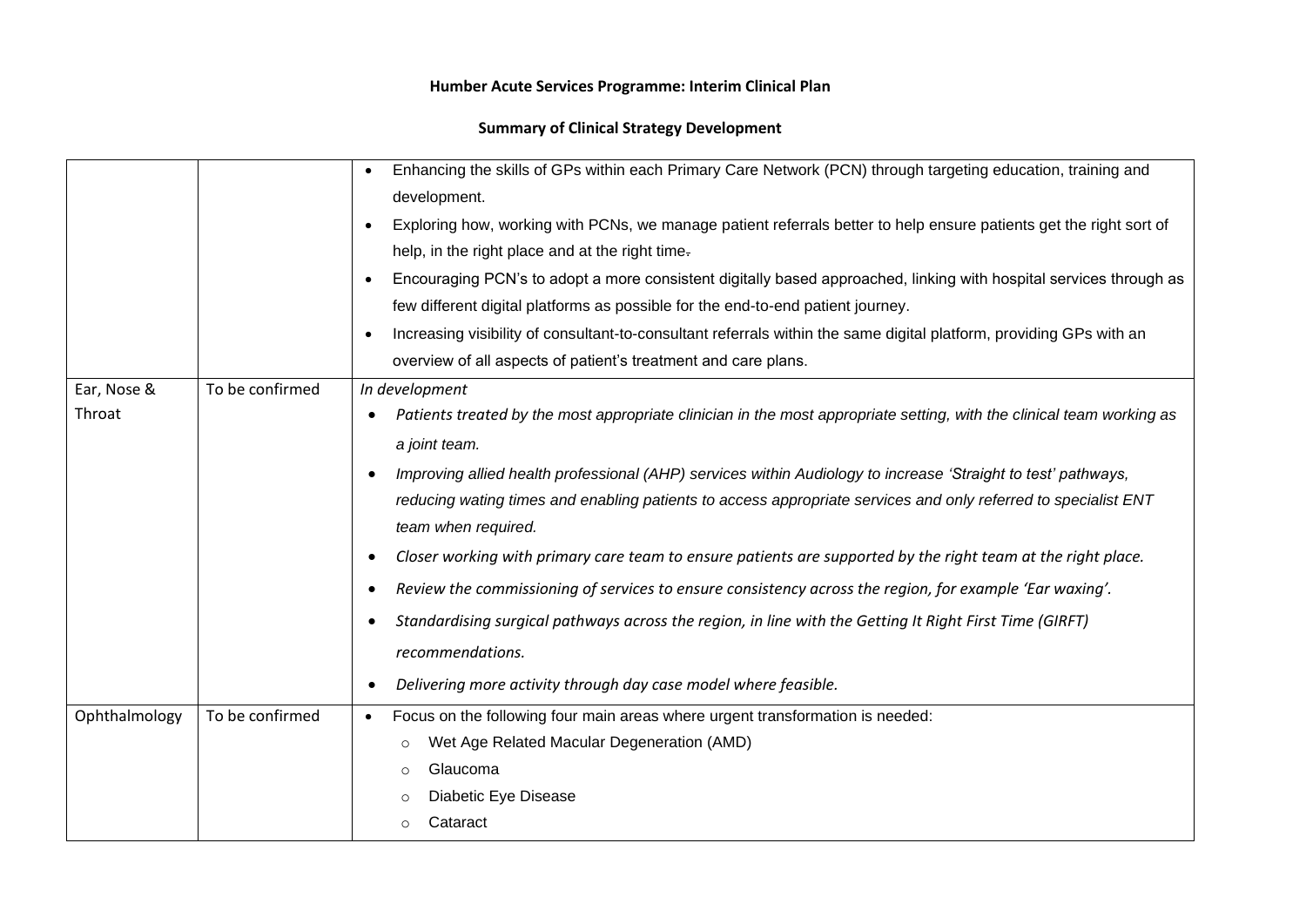**Humber Acute Services Programme: Interim Clinical Plan**

**Summary of Clinical Strategy Development**

| | | |
|---|---|---|
| | | • Enhancing the skills of GPs within each Primary Care Network (PCN) through targeting education, training and development.<br>• Exploring how, working with PCNs, we manage patient referrals better to help ensure patients get the right sort of help, in the right place and at the right time.<br>• Encouraging PCN's to adopt a more consistent digitally based approached, linking with hospital services through as few different digital platforms as possible for the end-to-end patient journey.<br>• Increasing visibility of consultant-to-consultant referrals within the same digital platform, providing GPs with an overview of all aspects of patient's treatment and care plans. |
| Ear, Nose & Throat | To be confirmed | *In development*<br>• *Patients treated by the most appropriate clinician in the most appropriate setting, with the clinical team working as a joint team.*<br>• *Improving allied health professional (AHP) services within Audiology to increase 'Straight to test' pathways, reducing wating times and enabling patients to access appropriate services and only referred to specialist ENT team when required.*<br>• *Closer working with primary care team to ensure patients are supported by the right team at the right place.*<br>• *Review the commissioning of services to ensure consistency across the region, for example 'Ear waxing'.*<br>• *Standardising surgical pathways across the region, in line with the Getting It Right First Time (GIRFT) recommendations.*<br>• *Delivering more activity through day case model where feasible.* |
| Ophthalmology | To be confirmed | • Focus on the following four main areas where urgent transformation is needed:<br>&nbsp;&nbsp;&nbsp;&nbsp;○ Wet Age Related Macular Degeneration (AMD)<br>&nbsp;&nbsp;&nbsp;&nbsp;○ Glaucoma<br>&nbsp;&nbsp;&nbsp;&nbsp;○ Diabetic Eye Disease<br>&nbsp;&nbsp;&nbsp;&nbsp;○ Cataract |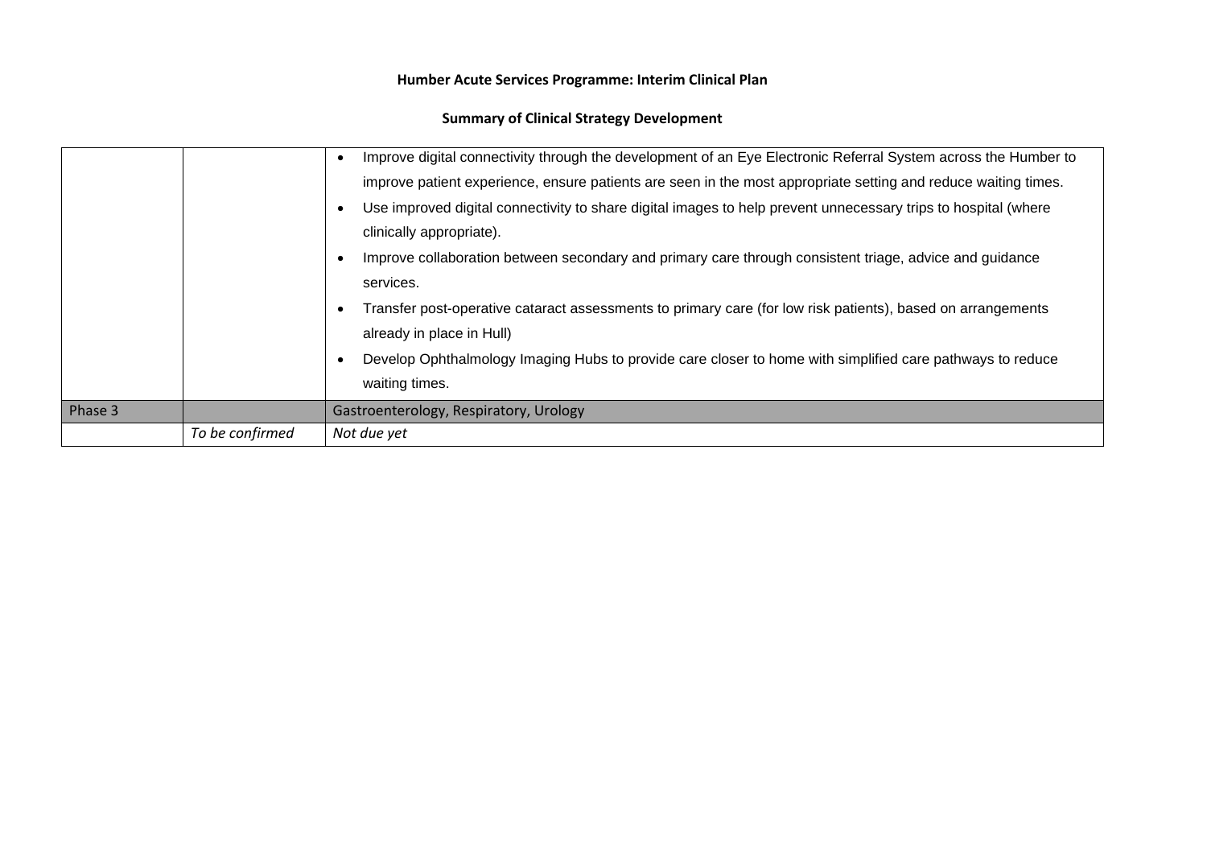**Humber Acute Services Programme: Interim Clinical Plan**

**Summary of Clinical Strategy Development**

| | | |
|---|---|---|
| | | • Improve digital connectivity through the development of an Eye Electronic Referral System across the Humber to improve patient experience, ensure patients are seen in the most appropriate setting and reduce waiting times.<br>• Use improved digital connectivity to share digital images to help prevent unnecessary trips to hospital (where clinically appropriate).<br>• Improve collaboration between secondary and primary care through consistent triage, advice and guidance services.<br>• Transfer post-operative cataract assessments to primary care (for low risk patients), based on arrangements already in place in Hull)<br>• Develop Ophthalmology Imaging Hubs to provide care closer to home with simplified care pathways to reduce waiting times. |
| Phase 3 | | Gastroenterology, Respiratory, Urology |
| | *To be confirmed* | *Not due yet* |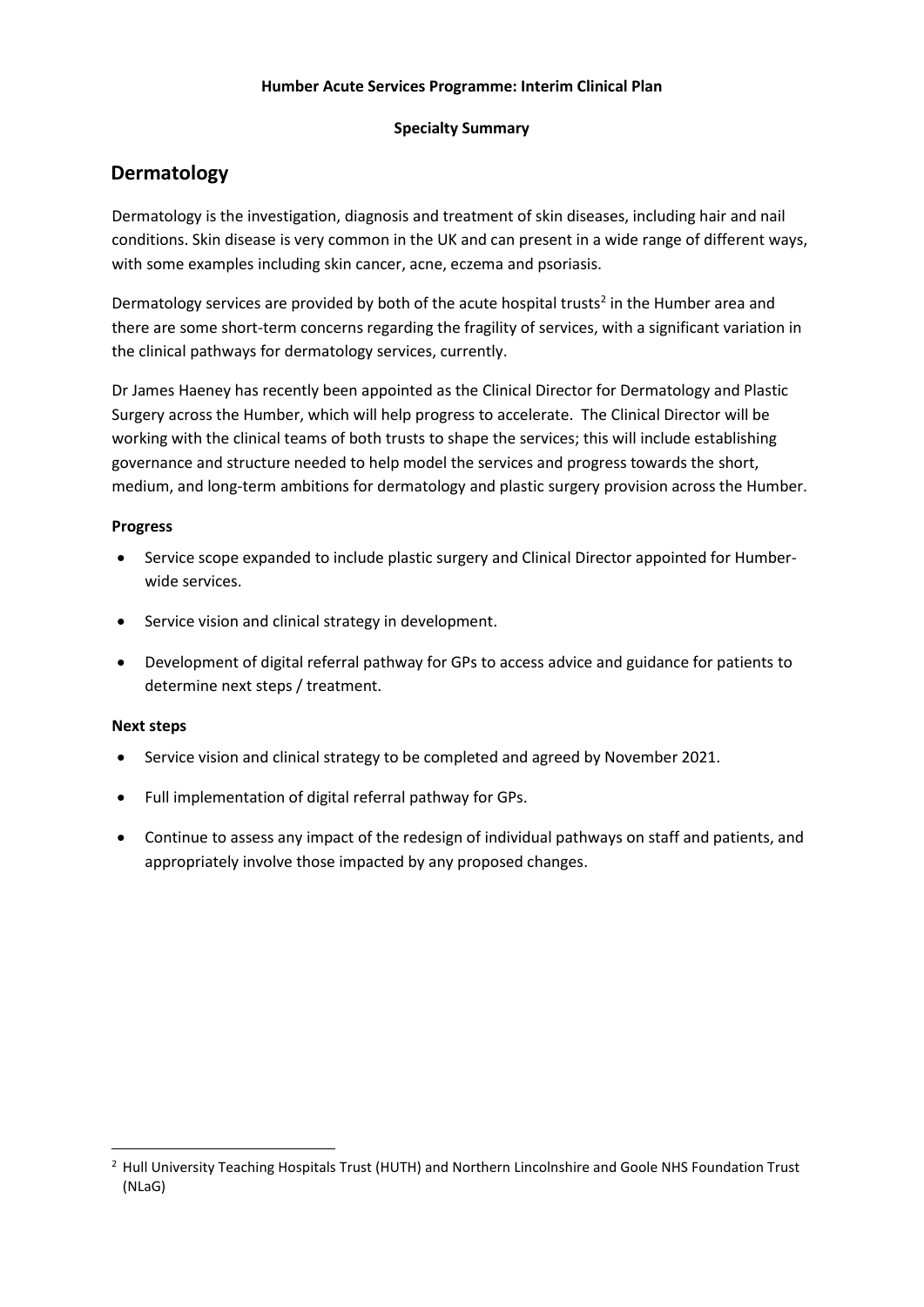**Humber Acute Services Programme: Interim Clinical Plan**

**Specialty Summary**

## Dermatology

Dermatology is the investigation, diagnosis and treatment of skin diseases, including hair and nail conditions. Skin disease is very common in the UK and can present in a wide range of different ways, with some examples including skin cancer, acne, eczema and psoriasis.

Dermatology services are provided by both of the acute hospital trusts[2] in the Humber area and there are some short-term concerns regarding the fragility of services, with a significant variation in the clinical pathways for dermatology services, currently.

Dr James Haeney has recently been appointed as the Clinical Director for Dermatology and Plastic Surgery across the Humber, which will help progress to accelerate. The Clinical Director will be working with the clinical teams of both trusts to shape the services; this will include establishing governance and structure needed to help model the services and progress towards the short, medium, and long-term ambitions for dermatology and plastic surgery provision across the Humber.

**Progress**

- Service scope expanded to include plastic surgery and Clinical Director appointed for Humber-wide services.
- Service vision and clinical strategy in development.
- Development of digital referral pathway for GPs to access advice and guidance for patients to determine next steps / treatment.

**Next steps**

- Service vision and clinical strategy to be completed and agreed by November 2021.
- Full implementation of digital referral pathway for GPs.
- Continue to assess any impact of the redesign of individual pathways on staff and patients, and appropriately involve those impacted by any proposed changes.

[2] Hull University Teaching Hospitals Trust (HUTH) and Northern Lincolnshire and Goole NHS Foundation Trust (NLaG)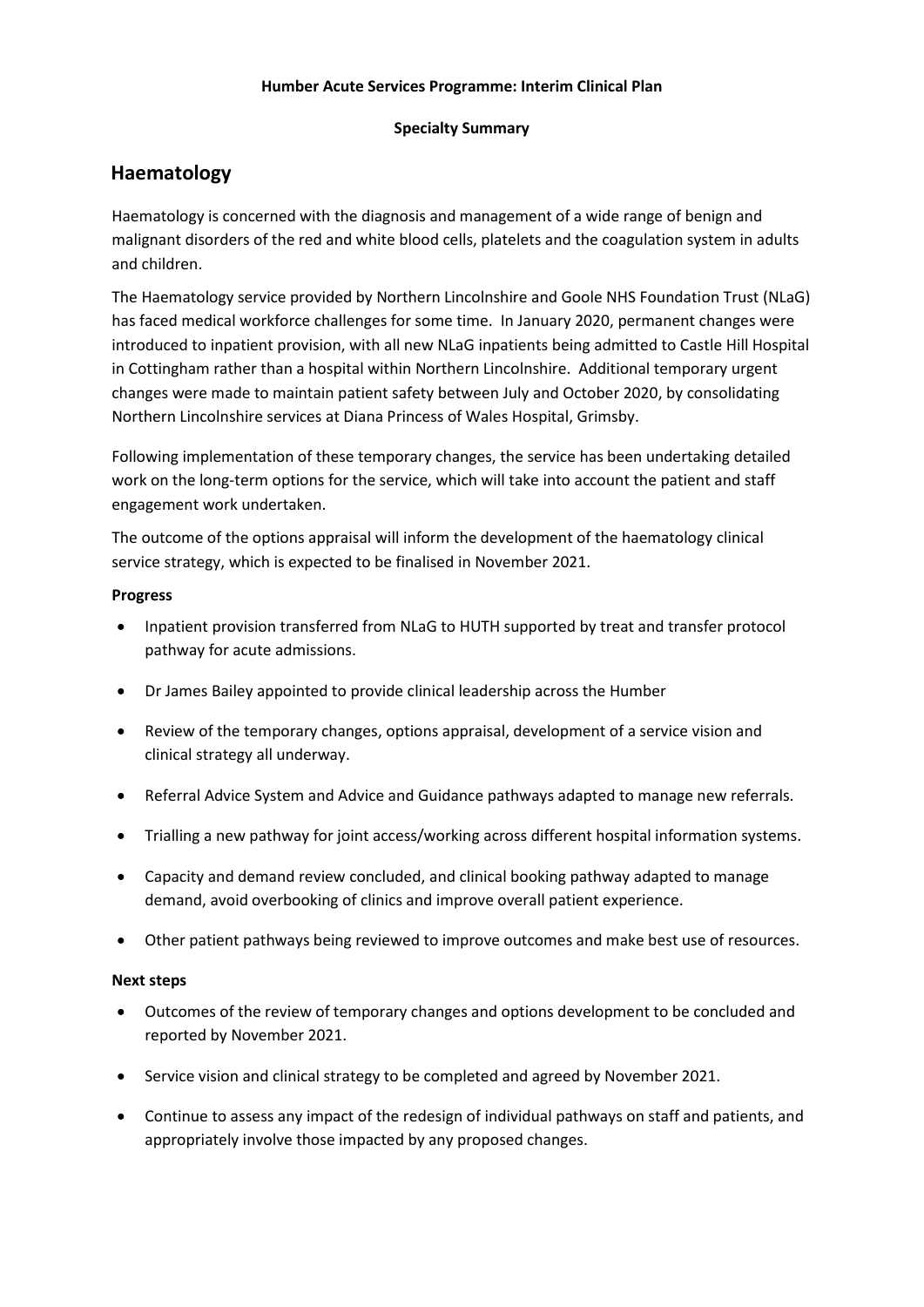**Humber Acute Services Programme: Interim Clinical Plan**

**Specialty Summary**

# Haematology

Haematology is concerned with the diagnosis and management of a wide range of benign and malignant disorders of the red and white blood cells, platelets and the coagulation system in adults and children.

The Haematology service provided by Northern Lincolnshire and Goole NHS Foundation Trust (NLaG) has faced medical workforce challenges for some time. In January 2020, permanent changes were introduced to inpatient provision, with all new NLaG inpatients being admitted to Castle Hill Hospital in Cottingham rather than a hospital within Northern Lincolnshire. Additional temporary urgent changes were made to maintain patient safety between July and October 2020, by consolidating Northern Lincolnshire services at Diana Princess of Wales Hospital, Grimsby.

Following implementation of these temporary changes, the service has been undertaking detailed work on the long-term options for the service, which will take into account the patient and staff engagement work undertaken.

The outcome of the options appraisal will inform the development of the haematology clinical service strategy, which is expected to be finalised in November 2021.

**Progress**

- Inpatient provision transferred from NLaG to HUTH supported by treat and transfer protocol pathway for acute admissions.
- Dr James Bailey appointed to provide clinical leadership across the Humber
- Review of the temporary changes, options appraisal, development of a service vision and clinical strategy all underway.
- Referral Advice System and Advice and Guidance pathways adapted to manage new referrals.
- Trialling a new pathway for joint access/working across different hospital information systems.
- Capacity and demand review concluded, and clinical booking pathway adapted to manage demand, avoid overbooking of clinics and improve overall patient experience.
- Other patient pathways being reviewed to improve outcomes and make best use of resources.

**Next steps**

- Outcomes of the review of temporary changes and options development to be concluded and reported by November 2021.
- Service vision and clinical strategy to be completed and agreed by November 2021.
- Continue to assess any impact of the redesign of individual pathways on staff and patients, and appropriately involve those impacted by any proposed changes.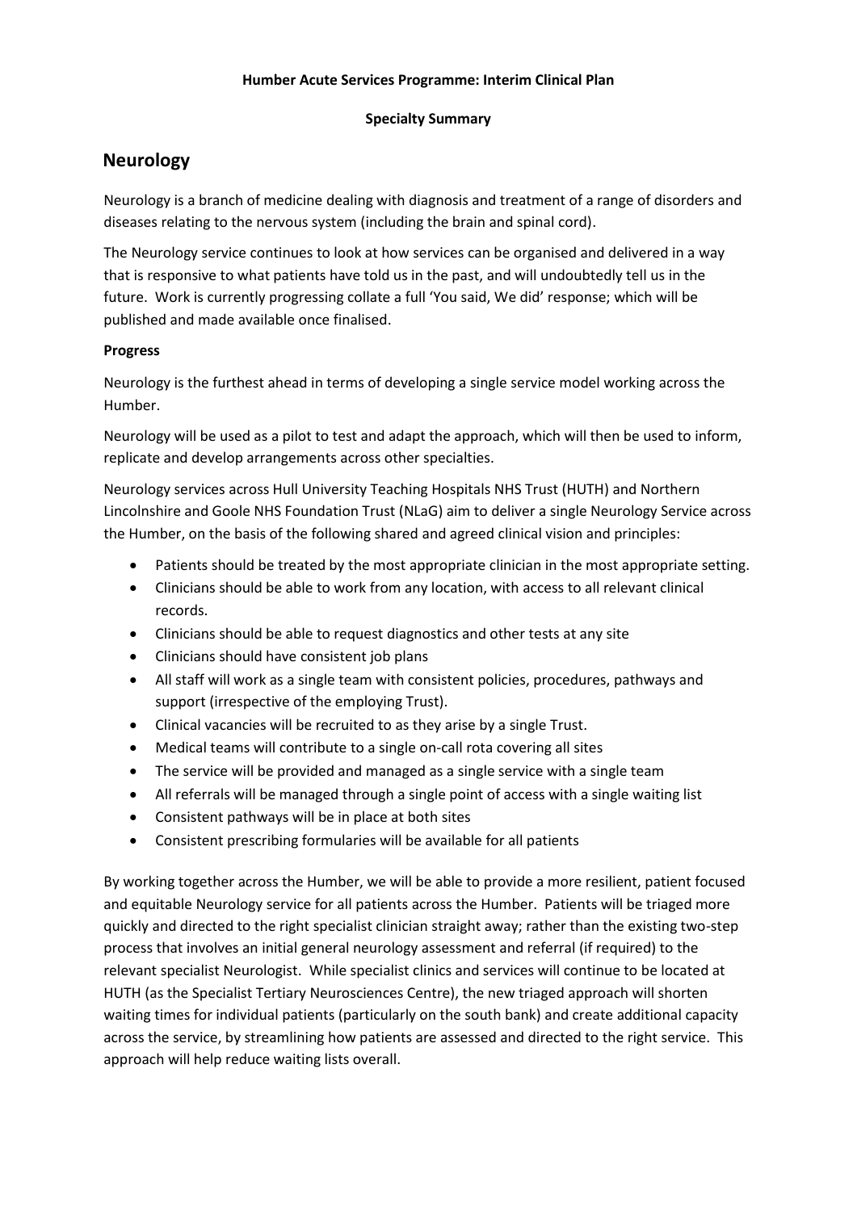**Humber Acute Services Programme: Interim Clinical Plan**

**Specialty Summary**

# Neurology

Neurology is a branch of medicine dealing with diagnosis and treatment of a range of disorders and diseases relating to the nervous system (including the brain and spinal cord).

The Neurology service continues to look at how services can be organised and delivered in a way that is responsive to what patients have told us in the past, and will undoubtedly tell us in the future. Work is currently progressing collate a full 'You said, We did' response; which will be published and made available once finalised.

**Progress**

Neurology is the furthest ahead in terms of developing a single service model working across the Humber.

Neurology will be used as a pilot to test and adapt the approach, which will then be used to inform, replicate and develop arrangements across other specialties.

Neurology services across Hull University Teaching Hospitals NHS Trust (HUTH) and Northern Lincolnshire and Goole NHS Foundation Trust (NLaG) aim to deliver a single Neurology Service across the Humber, on the basis of the following shared and agreed clinical vision and principles:

- Patients should be treated by the most appropriate clinician in the most appropriate setting.
- Clinicians should be able to work from any location, with access to all relevant clinical records.
- Clinicians should be able to request diagnostics and other tests at any site
- Clinicians should have consistent job plans
- All staff will work as a single team with consistent policies, procedures, pathways and support (irrespective of the employing Trust).
- Clinical vacancies will be recruited to as they arise by a single Trust.
- Medical teams will contribute to a single on-call rota covering all sites
- The service will be provided and managed as a single service with a single team
- All referrals will be managed through a single point of access with a single waiting list
- Consistent pathways will be in place at both sites
- Consistent prescribing formularies will be available for all patients

By working together across the Humber, we will be able to provide a more resilient, patient focused and equitable Neurology service for all patients across the Humber. Patients will be triaged more quickly and directed to the right specialist clinician straight away; rather than the existing two-step process that involves an initial general neurology assessment and referral (if required) to the relevant specialist Neurologist. While specialist clinics and services will continue to be located at HUTH (as the Specialist Tertiary Neurosciences Centre), the new triaged approach will shorten waiting times for individual patients (particularly on the south bank) and create additional capacity across the service, by streamlining how patients are assessed and directed to the right service. This approach will help reduce waiting lists overall.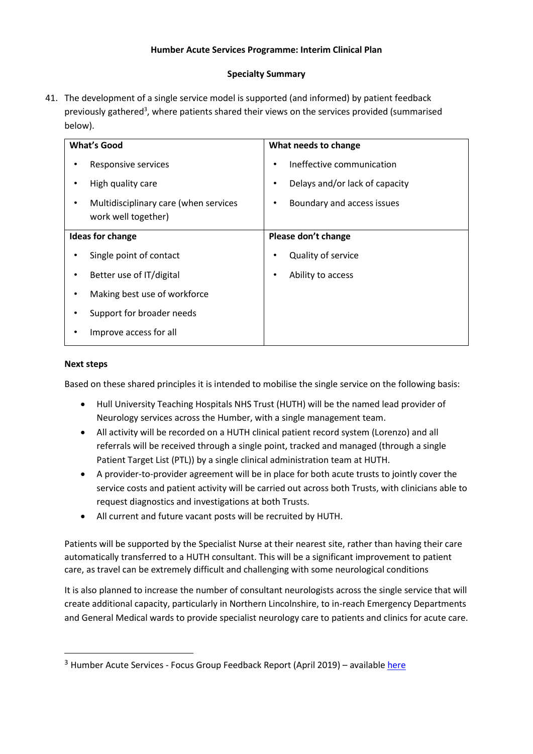**Humber Acute Services Programme: Interim Clinical Plan**

**Specialty Summary**

41. The development of a single service model is supported (and informed) by patient feedback previously gathered[3], where patients shared their views on the services provided (summarised below).

| What's Good | What needs to change |
| --- | --- |
| • Responsive services<br>• High quality care<br>• Multidisciplinary care (when services work well together) | • Ineffective communication<br>• Delays and/or lack of capacity<br>• Boundary and access issues |
| **Ideas for change** | **Please don't change** |
| • Single point of contact<br>• Better use of IT/digital<br>• Making best use of workforce<br>• Support for broader needs<br>• Improve access for all | • Quality of service<br>• Ability to access |

**Next steps**

Based on these shared principles it is intended to mobilise the single service on the following basis:

- Hull University Teaching Hospitals NHS Trust (HUTH) will be the named lead provider of Neurology services across the Humber, with a single management team.
- All activity will be recorded on a HUTH clinical patient record system (Lorenzo) and all referrals will be received through a single point, tracked and managed (through a single Patient Target List (PTL)) by a single clinical administration team at HUTH.
- A provider-to-provider agreement will be in place for both acute trusts to jointly cover the service costs and patient activity will be carried out across both Trusts, with clinicians able to request diagnostics and investigations at both Trusts.
- All current and future vacant posts will be recruited by HUTH.

Patients will be supported by the Specialist Nurse at their nearest site, rather than having their care automatically transferred to a HUTH consultant. This will be a significant improvement to patient care, as travel can be extremely difficult and challenging with some neurological conditions

It is also planned to increase the number of consultant neurologists across the single service that will create additional capacity, particularly in Northern Lincolnshire, to in-reach Emergency Departments and General Medical wards to provide specialist neurology care to patients and clinics for acute care.

[3] Humber Acute Services - Focus Group Feedback Report (April 2019) – available here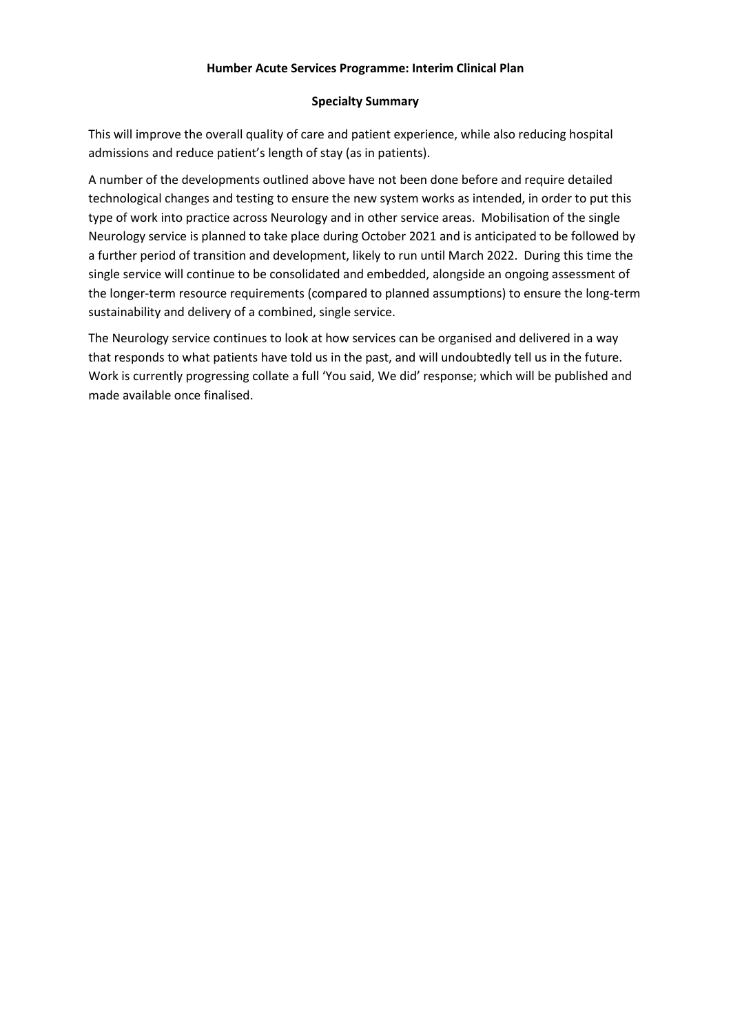This will improve the overall quality of care and patient experience, while also reducing hospital admissions and reduce patient's length of stay (as in patients).

A number of the developments outlined above have not been done before and require detailed technological changes and testing to ensure the new system works as intended, in order to put this type of work into practice across Neurology and in other service areas. Mobilisation of the single Neurology service is planned to take place during October 2021 and is anticipated to be followed by a further period of transition and development, likely to run until March 2022. During this time the single service will continue to be consolidated and embedded, alongside an ongoing assessment of the longer-term resource requirements (compared to planned assumptions) to ensure the long-term sustainability and delivery of a combined, single service.

The Neurology service continues to look at how services can be organised and delivered in a way that responds to what patients have told us in the past, and will undoubtedly tell us in the future. Work is currently progressing collate a full 'You said, We did' response; which will be published and made available once finalised.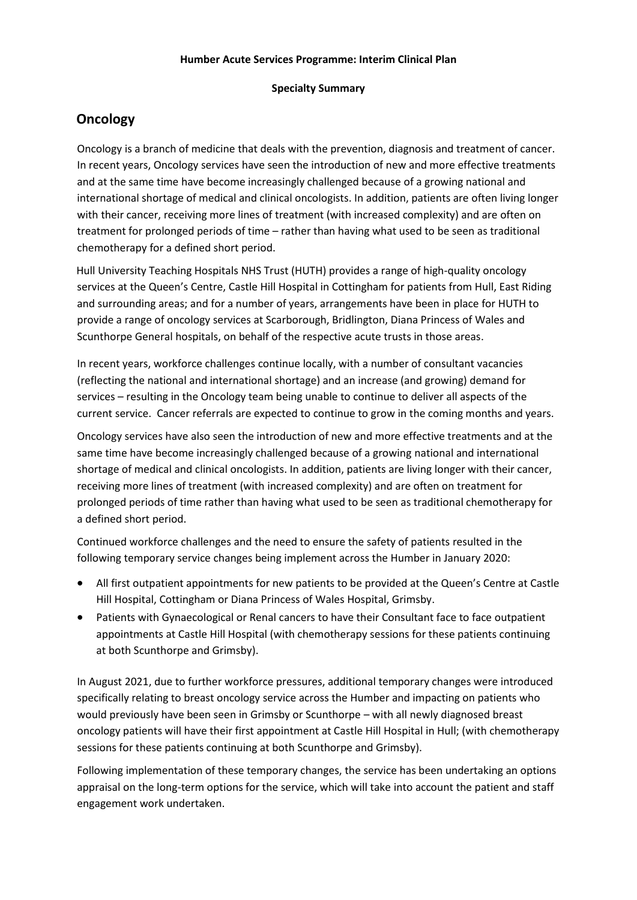**Humber Acute Services Programme: Interim Clinical Plan**

**Specialty Summary**

## Oncology

Oncology is a branch of medicine that deals with the prevention, diagnosis and treatment of cancer. In recent years, Oncology services have seen the introduction of new and more effective treatments and at the same time have become increasingly challenged because of a growing national and international shortage of medical and clinical oncologists. In addition, patients are often living longer with their cancer, receiving more lines of treatment (with increased complexity) and are often on treatment for prolonged periods of time – rather than having what used to be seen as traditional chemotherapy for a defined short period.

Hull University Teaching Hospitals NHS Trust (HUTH) provides a range of high-quality oncology services at the Queen's Centre, Castle Hill Hospital in Cottingham for patients from Hull, East Riding and surrounding areas; and for a number of years, arrangements have been in place for HUTH to provide a range of oncology services at Scarborough, Bridlington, Diana Princess of Wales and Scunthorpe General hospitals, on behalf of the respective acute trusts in those areas.

In recent years, workforce challenges continue locally, with a number of consultant vacancies (reflecting the national and international shortage) and an increase (and growing) demand for services – resulting in the Oncology team being unable to continue to deliver all aspects of the current service. Cancer referrals are expected to continue to grow in the coming months and years.

Oncology services have also seen the introduction of new and more effective treatments and at the same time have become increasingly challenged because of a growing national and international shortage of medical and clinical oncologists. In addition, patients are living longer with their cancer, receiving more lines of treatment (with increased complexity) and are often on treatment for prolonged periods of time rather than having what used to be seen as traditional chemotherapy for a defined short period.

Continued workforce challenges and the need to ensure the safety of patients resulted in the following temporary service changes being implement across the Humber in January 2020:

- All first outpatient appointments for new patients to be provided at the Queen's Centre at Castle Hill Hospital, Cottingham or Diana Princess of Wales Hospital, Grimsby.
- Patients with Gynaecological or Renal cancers to have their Consultant face to face outpatient appointments at Castle Hill Hospital (with chemotherapy sessions for these patients continuing at both Scunthorpe and Grimsby).

In August 2021, due to further workforce pressures, additional temporary changes were introduced specifically relating to breast oncology service across the Humber and impacting on patients who would previously have been seen in Grimsby or Scunthorpe – with all newly diagnosed breast oncology patients will have their first appointment at Castle Hill Hospital in Hull; (with chemotherapy sessions for these patients continuing at both Scunthorpe and Grimsby).

Following implementation of these temporary changes, the service has been undertaking an options appraisal on the long-term options for the service, which will take into account the patient and staff engagement work undertaken.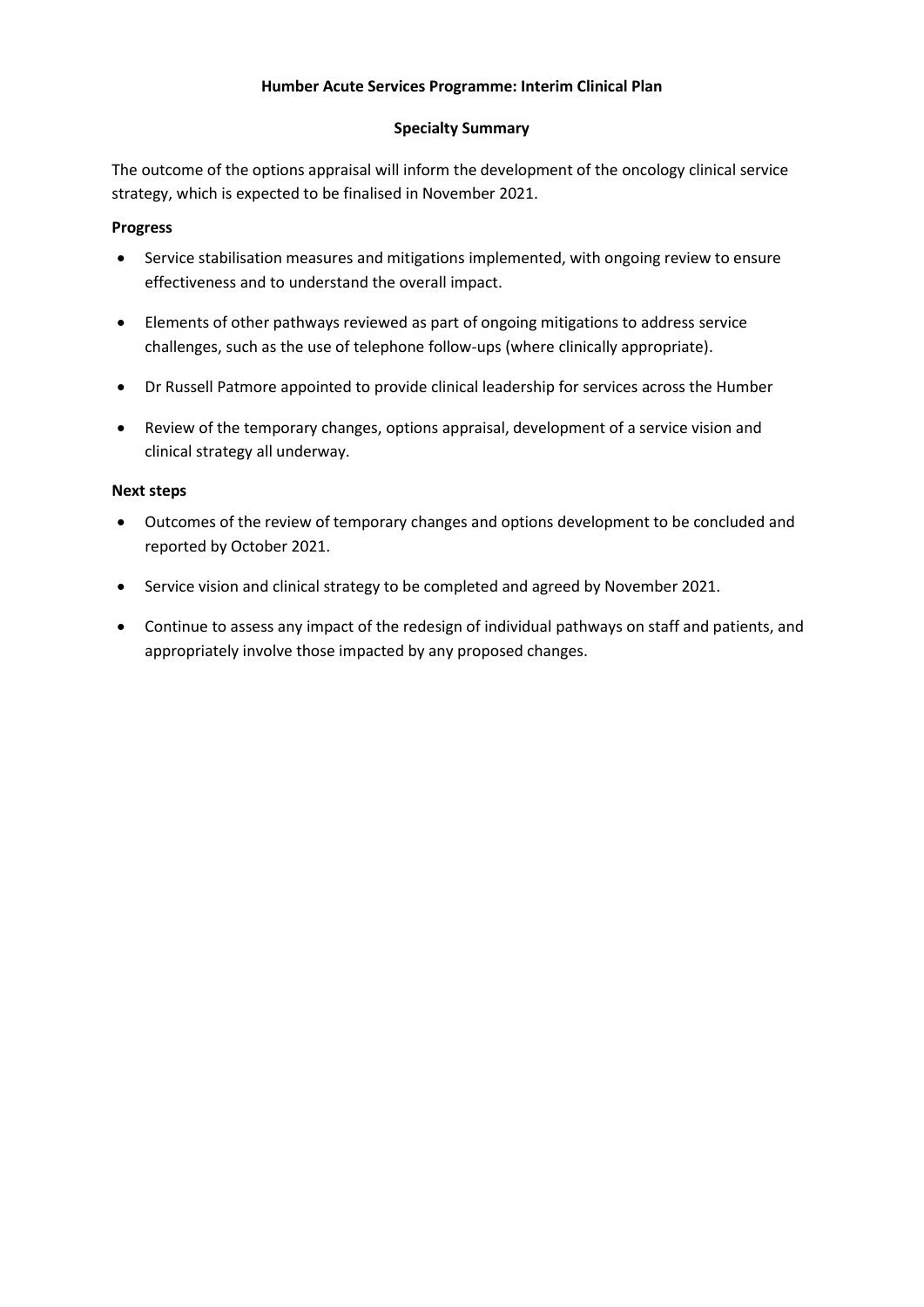**Humber Acute Services Programme: Interim Clinical Plan**

**Specialty Summary**

The outcome of the options appraisal will inform the development of the oncology clinical service strategy, which is expected to be finalised in November 2021.

**Progress**

- Service stabilisation measures and mitigations implemented, with ongoing review to ensure effectiveness and to understand the overall impact.
- Elements of other pathways reviewed as part of ongoing mitigations to address service challenges, such as the use of telephone follow-ups (where clinically appropriate).
- Dr Russell Patmore appointed to provide clinical leadership for services across the Humber
- Review of the temporary changes, options appraisal, development of a service vision and clinical strategy all underway.

**Next steps**

- Outcomes of the review of temporary changes and options development to be concluded and reported by October 2021.
- Service vision and clinical strategy to be completed and agreed by November 2021.
- Continue to assess any impact of the redesign of individual pathways on staff and patients, and appropriately involve those impacted by any proposed changes.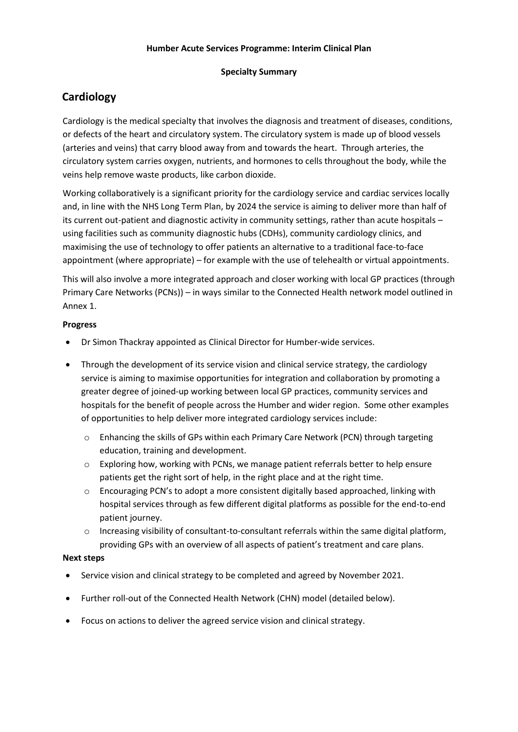**Humber Acute Services Programme: Interim Clinical Plan**

**Specialty Summary**

## Cardiology

Cardiology is the medical specialty that involves the diagnosis and treatment of diseases, conditions, or defects of the heart and circulatory system. The circulatory system is made up of blood vessels (arteries and veins) that carry blood away from and towards the heart. Through arteries, the circulatory system carries oxygen, nutrients, and hormones to cells throughout the body, while the veins help remove waste products, like carbon dioxide.

Working collaboratively is a significant priority for the cardiology service and cardiac services locally and, in line with the NHS Long Term Plan, by 2024 the service is aiming to deliver more than half of its current out-patient and diagnostic activity in community settings, rather than acute hospitals – using facilities such as community diagnostic hubs (CDHs), community cardiology clinics, and maximising the use of technology to offer patients an alternative to a traditional face-to-face appointment (where appropriate) – for example with the use of telehealth or virtual appointments.

This will also involve a more integrated approach and closer working with local GP practices (through Primary Care Networks (PCNs)) – in ways similar to the Connected Health network model outlined in Annex 1.

**Progress**

- Dr Simon Thackray appointed as Clinical Director for Humber-wide services.
- Through the development of its service vision and clinical service strategy, the cardiology service is aiming to maximise opportunities for integration and collaboration by promoting a greater degree of joined-up working between local GP practices, community services and hospitals for the benefit of people across the Humber and wider region. Some other examples of opportunities to help deliver more integrated cardiology services include:
    - Enhancing the skills of GPs within each Primary Care Network (PCN) through targeting education, training and development.
    - Exploring how, working with PCNs, we manage patient referrals better to help ensure patients get the right sort of help, in the right place and at the right time.
    - Encouraging PCN's to adopt a more consistent digitally based approached, linking with hospital services through as few different digital platforms as possible for the end-to-end patient journey.
    - Increasing visibility of consultant-to-consultant referrals within the same digital platform, providing GPs with an overview of all aspects of patient's treatment and care plans.

**Next steps**

- Service vision and clinical strategy to be completed and agreed by November 2021.
- Further roll-out of the Connected Health Network (CHN) model (detailed below).
- Focus on actions to deliver the agreed service vision and clinical strategy.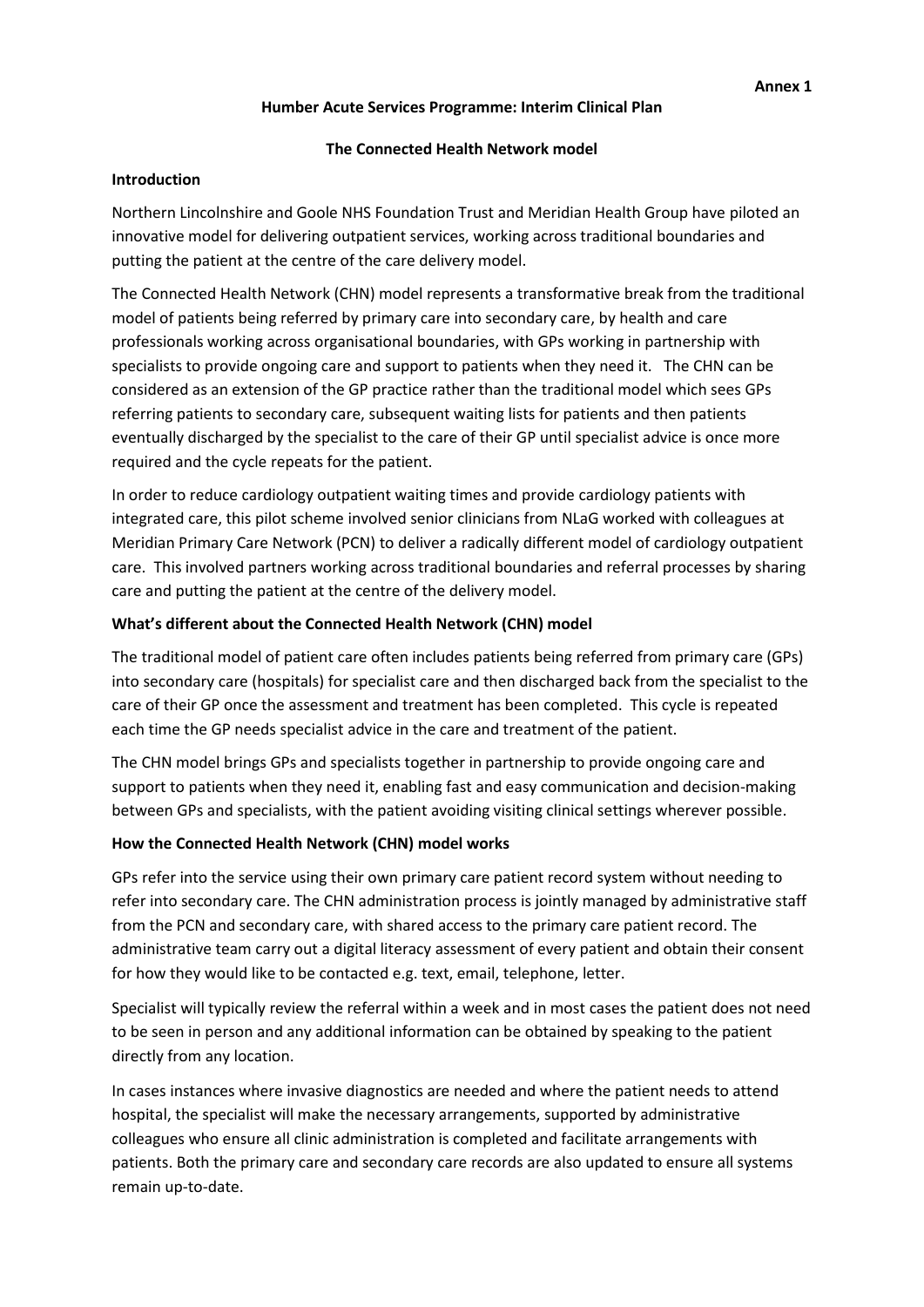**Annex 1**

**Humber Acute Services Programme: Interim Clinical Plan**

**The Connected Health Network model**

**Introduction**

Northern Lincolnshire and Goole NHS Foundation Trust and Meridian Health Group have piloted an innovative model for delivering outpatient services, working across traditional boundaries and putting the patient at the centre of the care delivery model.

The Connected Health Network (CHN) model represents a transformative break from the traditional model of patients being referred by primary care into secondary care, by health and care professionals working across organisational boundaries, with GPs working in partnership with specialists to provide ongoing care and support to patients when they need it. The CHN can be considered as an extension of the GP practice rather than the traditional model which sees GPs referring patients to secondary care, subsequent waiting lists for patients and then patients eventually discharged by the specialist to the care of their GP until specialist advice is once more required and the cycle repeats for the patient.

In order to reduce cardiology outpatient waiting times and provide cardiology patients with integrated care, this pilot scheme involved senior clinicians from NLaG worked with colleagues at Meridian Primary Care Network (PCN) to deliver a radically different model of cardiology outpatient care. This involved partners working across traditional boundaries and referral processes by sharing care and putting the patient at the centre of the delivery model.

**What's different about the Connected Health Network (CHN) model**

The traditional model of patient care often includes patients being referred from primary care (GPs) into secondary care (hospitals) for specialist care and then discharged back from the specialist to the care of their GP once the assessment and treatment has been completed. This cycle is repeated each time the GP needs specialist advice in the care and treatment of the patient.

The CHN model brings GPs and specialists together in partnership to provide ongoing care and support to patients when they need it, enabling fast and easy communication and decision-making between GPs and specialists, with the patient avoiding visiting clinical settings wherever possible.

**How the Connected Health Network (CHN) model works**

GPs refer into the service using their own primary care patient record system without needing to refer into secondary care. The CHN administration process is jointly managed by administrative staff from the PCN and secondary care, with shared access to the primary care patient record. The administrative team carry out a digital literacy assessment of every patient and obtain their consent for how they would like to be contacted e.g. text, email, telephone, letter.

Specialist will typically review the referral within a week and in most cases the patient does not need to be seen in person and any additional information can be obtained by speaking to the patient directly from any location.

In cases instances where invasive diagnostics are needed and where the patient needs to attend hospital, the specialist will make the necessary arrangements, supported by administrative colleagues who ensure all clinic administration is completed and facilitate arrangements with patients. Both the primary care and secondary care records are also updated to ensure all systems remain up-to-date.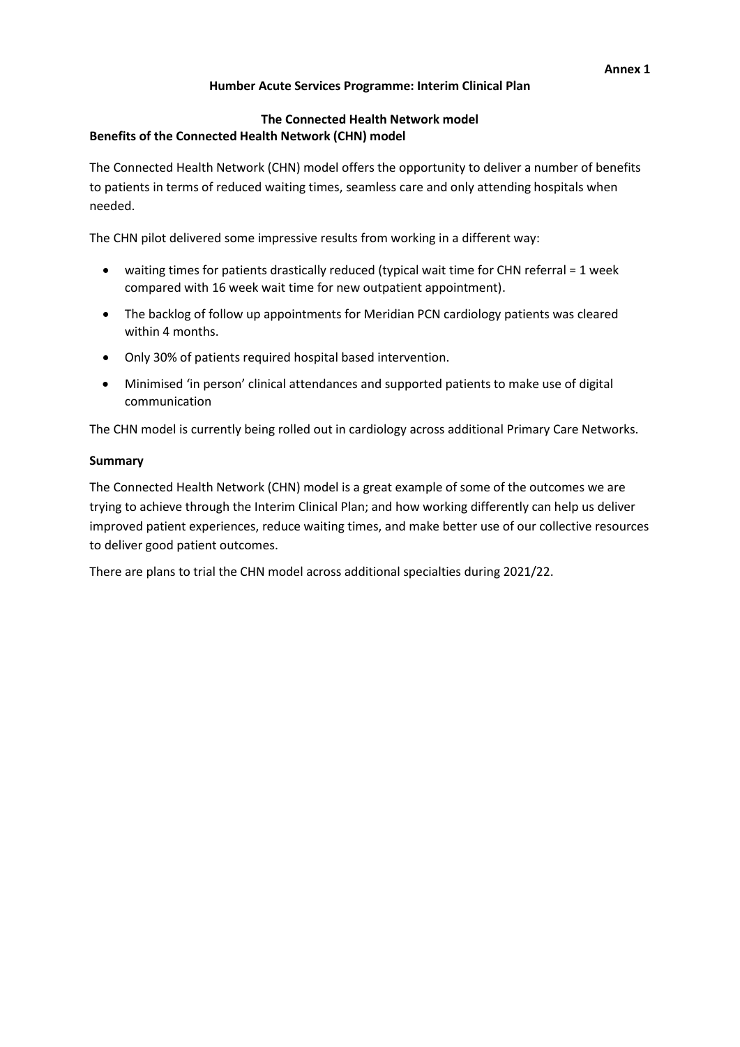**Annex 1**

## Humber Acute Services Programme: Interim Clinical Plan

### The Connected Health Network model

### Benefits of the Connected Health Network (CHN) model

The Connected Health Network (CHN) model offers the opportunity to deliver a number of benefits to patients in terms of reduced waiting times, seamless care and only attending hospitals when needed.

The CHN pilot delivered some impressive results from working in a different way:

- waiting times for patients drastically reduced (typical wait time for CHN referral = 1 week compared with 16 week wait time for new outpatient appointment).
- The backlog of follow up appointments for Meridian PCN cardiology patients was cleared within 4 months.
- Only 30% of patients required hospital based intervention.
- Minimised 'in person' clinical attendances and supported patients to make use of digital communication

The CHN model is currently being rolled out in cardiology across additional Primary Care Networks.

### Summary

The Connected Health Network (CHN) model is a great example of some of the outcomes we are trying to achieve through the Interim Clinical Plan; and how working differently can help us deliver improved patient experiences, reduce waiting times, and make better use of our collective resources to deliver good patient outcomes.

There are plans to trial the CHN model across additional specialties during 2021/22.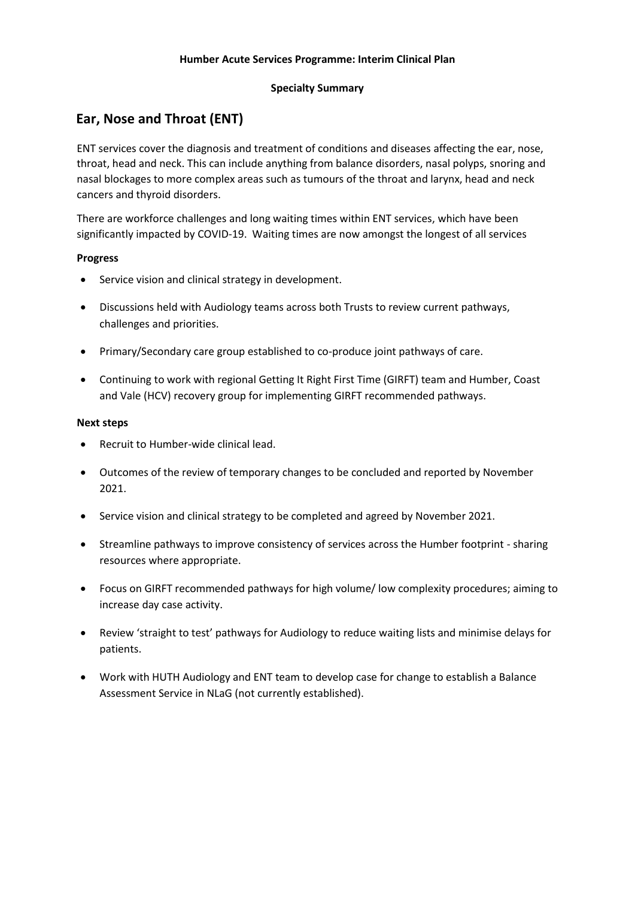**Humber Acute Services Programme: Interim Clinical Plan**

**Specialty Summary**

## Ear, Nose and Throat (ENT)

ENT services cover the diagnosis and treatment of conditions and diseases affecting the ear, nose, throat, head and neck. This can include anything from balance disorders, nasal polyps, snoring and nasal blockages to more complex areas such as tumours of the throat and larynx, head and neck cancers and thyroid disorders.

There are workforce challenges and long waiting times within ENT services, which have been significantly impacted by COVID-19. Waiting times are now amongst the longest of all services

**Progress**

- Service vision and clinical strategy in development.
- Discussions held with Audiology teams across both Trusts to review current pathways, challenges and priorities.
- Primary/Secondary care group established to co-produce joint pathways of care.
- Continuing to work with regional Getting It Right First Time (GIRFT) team and Humber, Coast and Vale (HCV) recovery group for implementing GIRFT recommended pathways.

**Next steps**

- Recruit to Humber-wide clinical lead.
- Outcomes of the review of temporary changes to be concluded and reported by November 2021.
- Service vision and clinical strategy to be completed and agreed by November 2021.
- Streamline pathways to improve consistency of services across the Humber footprint - sharing resources where appropriate.
- Focus on GIRFT recommended pathways for high volume/ low complexity procedures; aiming to increase day case activity.
- Review 'straight to test' pathways for Audiology to reduce waiting lists and minimise delays for patients.
- Work with HUTH Audiology and ENT team to develop case for change to establish a Balance Assessment Service in NLaG (not currently established).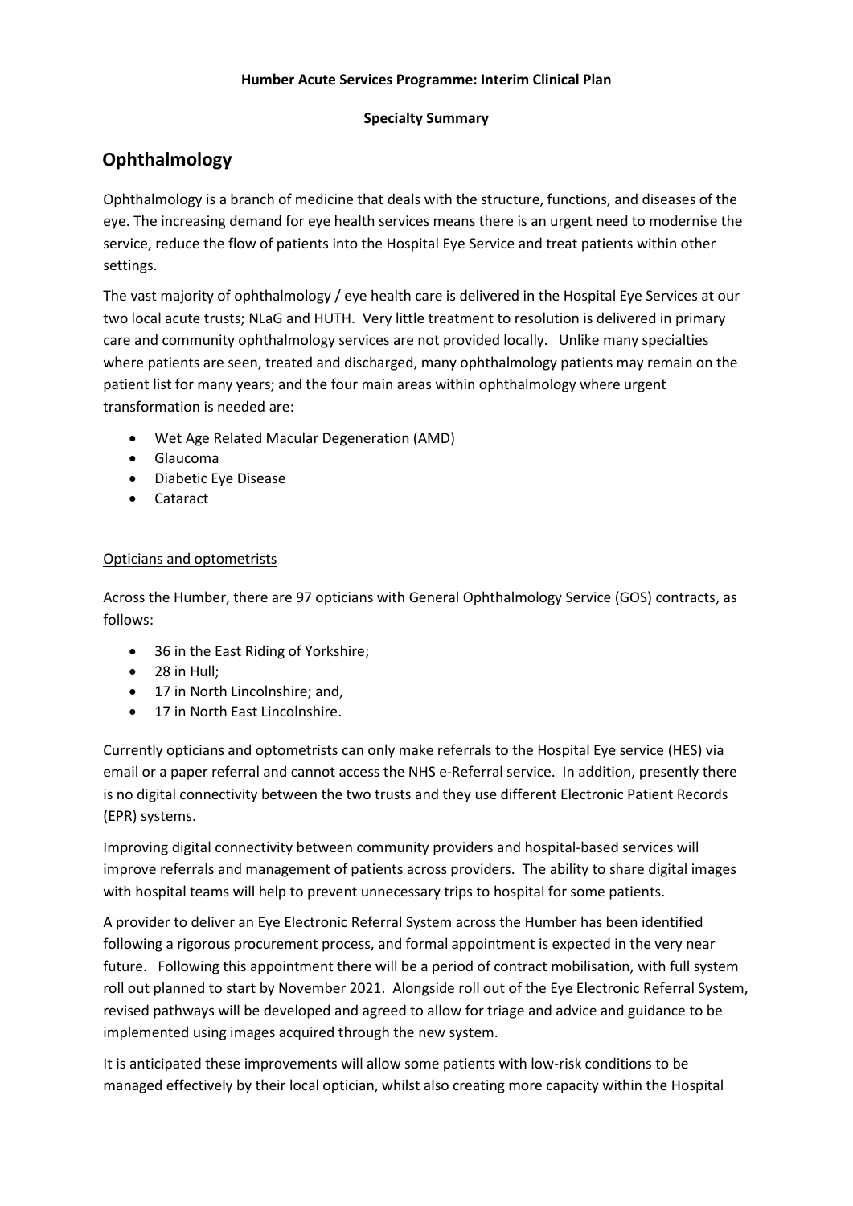**Humber Acute Services Programme: Interim Clinical Plan**

**Specialty Summary**

# Ophthalmology

Ophthalmology is a branch of medicine that deals with the structure, functions, and diseases of the eye. The increasing demand for eye health services means there is an urgent need to modernise the service, reduce the flow of patients into the Hospital Eye Service and treat patients within other settings.

The vast majority of ophthalmology / eye health care is delivered in the Hospital Eye Services at our two local acute trusts; NLaG and HUTH. Very little treatment to resolution is delivered in primary care and community ophthalmology services are not provided locally. Unlike many specialties where patients are seen, treated and discharged, many ophthalmology patients may remain on the patient list for many years; and the four main areas within ophthalmology where urgent transformation is needed are:

- Wet Age Related Macular Degeneration (AMD)
- Glaucoma
- Diabetic Eye Disease
- Cataract

## Opticians and optometrists

Across the Humber, there are 97 opticians with General Ophthalmology Service (GOS) contracts, as follows:

- 36 in the East Riding of Yorkshire;
- 28 in Hull;
- 17 in North Lincolnshire; and,
- 17 in North East Lincolnshire.

Currently opticians and optometrists can only make referrals to the Hospital Eye service (HES) via email or a paper referral and cannot access the NHS e-Referral service. In addition, presently there is no digital connectivity between the two trusts and they use different Electronic Patient Records (EPR) systems.

Improving digital connectivity between community providers and hospital-based services will improve referrals and management of patients across providers. The ability to share digital images with hospital teams will help to prevent unnecessary trips to hospital for some patients.

A provider to deliver an Eye Electronic Referral System across the Humber has been identified following a rigorous procurement process, and formal appointment is expected in the very near future. Following this appointment there will be a period of contract mobilisation, with full system roll out planned to start by November 2021. Alongside roll out of the Eye Electronic Referral System, revised pathways will be developed and agreed to allow for triage and advice and guidance to be implemented using images acquired through the new system.

It is anticipated these improvements will allow some patients with low-risk conditions to be managed effectively by their local optician, whilst also creating more capacity within the Hospital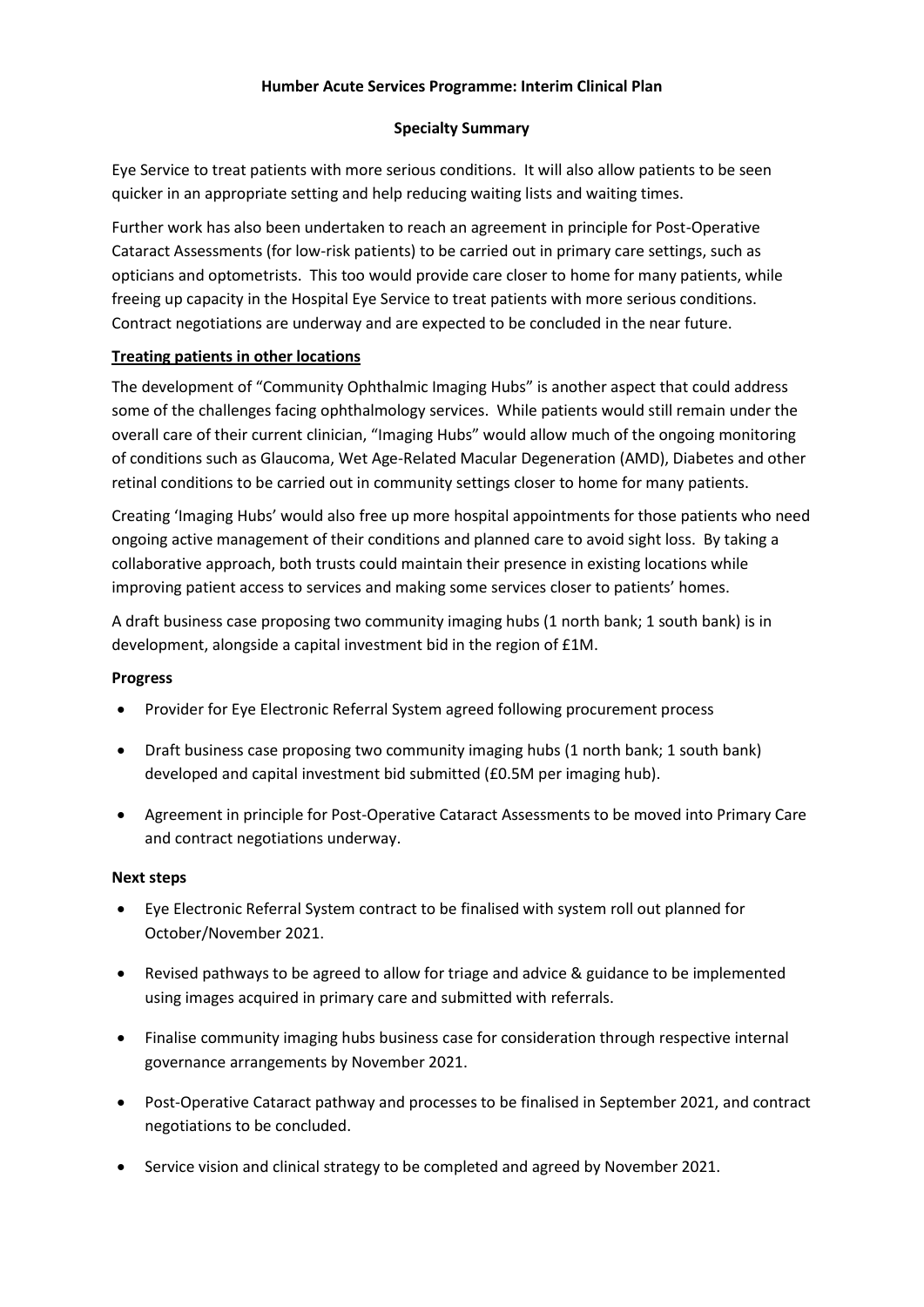**Humber Acute Services Programme: Interim Clinical Plan**

**Specialty Summary**

Eye Service to treat patients with more serious conditions. It will also allow patients to be seen quicker in an appropriate setting and help reducing waiting lists and waiting times.

Further work has also been undertaken to reach an agreement in principle for Post-Operative Cataract Assessments (for low-risk patients) to be carried out in primary care settings, such as opticians and optometrists. This too would provide care closer to home for many patients, while freeing up capacity in the Hospital Eye Service to treat patients with more serious conditions. Contract negotiations are underway and are expected to be concluded in the near future.

**Treating patients in other locations**

The development of "Community Ophthalmic Imaging Hubs" is another aspect that could address some of the challenges facing ophthalmology services. While patients would still remain under the overall care of their current clinician, "Imaging Hubs" would allow much of the ongoing monitoring of conditions such as Glaucoma, Wet Age-Related Macular Degeneration (AMD), Diabetes and other retinal conditions to be carried out in community settings closer to home for many patients.

Creating 'Imaging Hubs' would also free up more hospital appointments for those patients who need ongoing active management of their conditions and planned care to avoid sight loss. By taking a collaborative approach, both trusts could maintain their presence in existing locations while improving patient access to services and making some services closer to patients' homes.

A draft business case proposing two community imaging hubs (1 north bank; 1 south bank) is in development, alongside a capital investment bid in the region of £1M.

**Progress**

- Provider for Eye Electronic Referral System agreed following procurement process
- Draft business case proposing two community imaging hubs (1 north bank; 1 south bank) developed and capital investment bid submitted (£0.5M per imaging hub).
- Agreement in principle for Post-Operative Cataract Assessments to be moved into Primary Care and contract negotiations underway.

**Next steps**

- Eye Electronic Referral System contract to be finalised with system roll out planned for October/November 2021.
- Revised pathways to be agreed to allow for triage and advice & guidance to be implemented using images acquired in primary care and submitted with referrals.
- Finalise community imaging hubs business case for consideration through respective internal governance arrangements by November 2021.
- Post-Operative Cataract pathway and processes to be finalised in September 2021, and contract negotiations to be concluded.
- Service vision and clinical strategy to be completed and agreed by November 2021.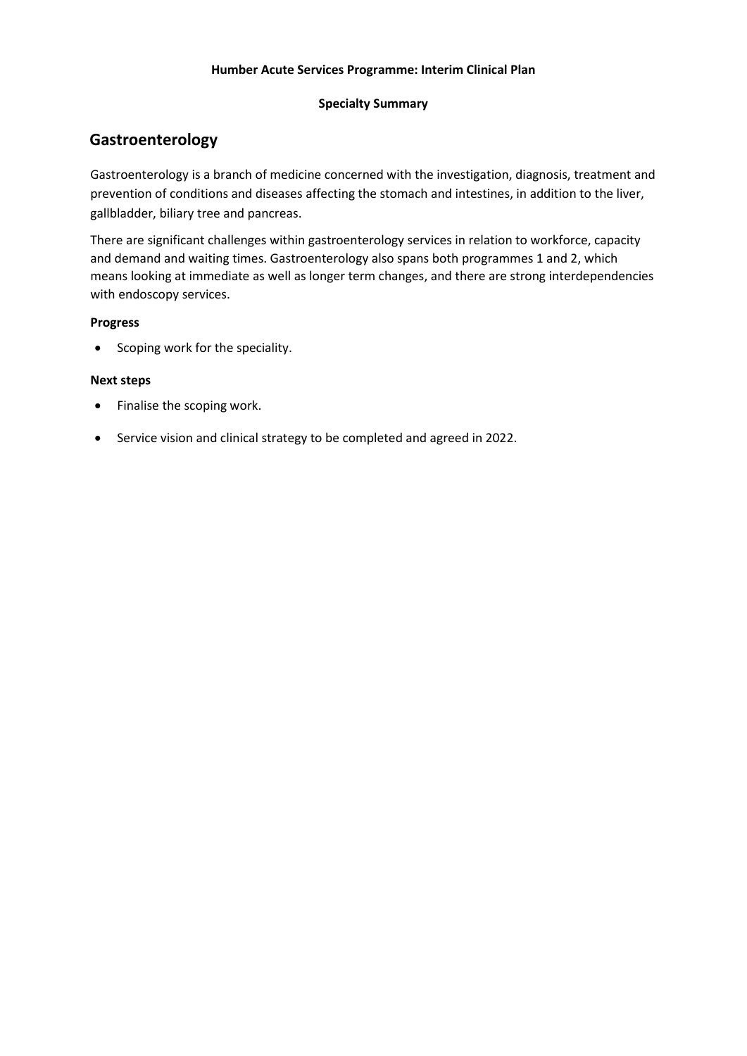**Humber Acute Services Programme: Interim Clinical Plan**

**Specialty Summary**

## Gastroenterology

Gastroenterology is a branch of medicine concerned with the investigation, diagnosis, treatment and prevention of conditions and diseases affecting the stomach and intestines, in addition to the liver, gallbladder, biliary tree and pancreas.

There are significant challenges within gastroenterology services in relation to workforce, capacity and demand and waiting times. Gastroenterology also spans both programmes 1 and 2, which means looking at immediate as well as longer term changes, and there are strong interdependencies with endoscopy services.

**Progress**

- Scoping work for the speciality.

**Next steps**

- Finalise the scoping work.
- Service vision and clinical strategy to be completed and agreed in 2022.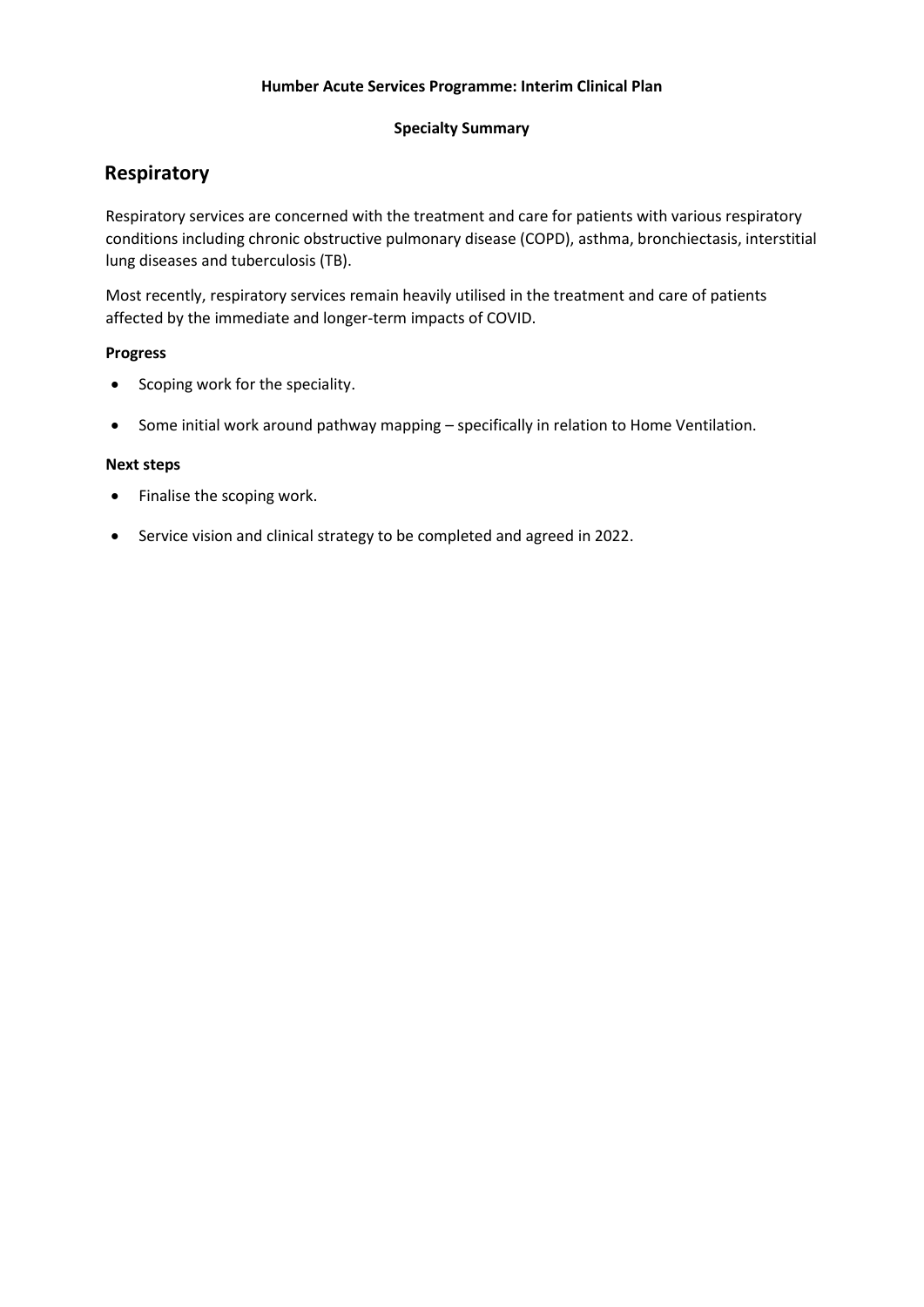**Humber Acute Services Programme: Interim Clinical Plan**

**Specialty Summary**

# Respiratory

Respiratory services are concerned with the treatment and care for patients with various respiratory conditions including chronic obstructive pulmonary disease (COPD), asthma, bronchiectasis, interstitial lung diseases and tuberculosis (TB).

Most recently, respiratory services remain heavily utilised in the treatment and care of patients affected by the immediate and longer-term impacts of COVID.

**Progress**

- Scoping work for the speciality.
- Some initial work around pathway mapping – specifically in relation to Home Ventilation.

**Next steps**

- Finalise the scoping work.
- Service vision and clinical strategy to be completed and agreed in 2022.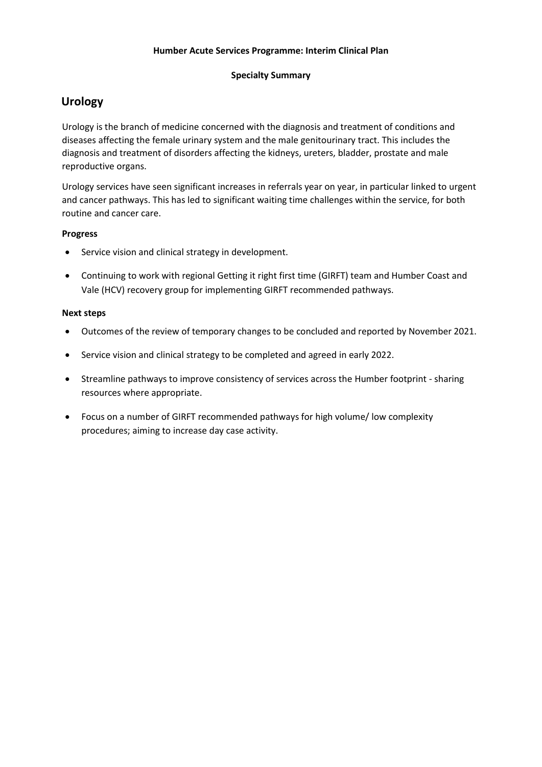**Humber Acute Services Programme: Interim Clinical Plan**

**Specialty Summary**

## Urology

Urology is the branch of medicine concerned with the diagnosis and treatment of conditions and diseases affecting the female urinary system and the male genitourinary tract. This includes the diagnosis and treatment of disorders affecting the kidneys, ureters, bladder, prostate and male reproductive organs.

Urology services have seen significant increases in referrals year on year, in particular linked to urgent and cancer pathways. This has led to significant waiting time challenges within the service, for both routine and cancer care.

**Progress**

- Service vision and clinical strategy in development.
- Continuing to work with regional Getting it right first time (GIRFT) team and Humber Coast and Vale (HCV) recovery group for implementing GIRFT recommended pathways.

**Next steps**

- Outcomes of the review of temporary changes to be concluded and reported by November 2021.
- Service vision and clinical strategy to be completed and agreed in early 2022.
- Streamline pathways to improve consistency of services across the Humber footprint - sharing resources where appropriate.
- Focus on a number of GIRFT recommended pathways for high volume/ low complexity procedures; aiming to increase day case activity.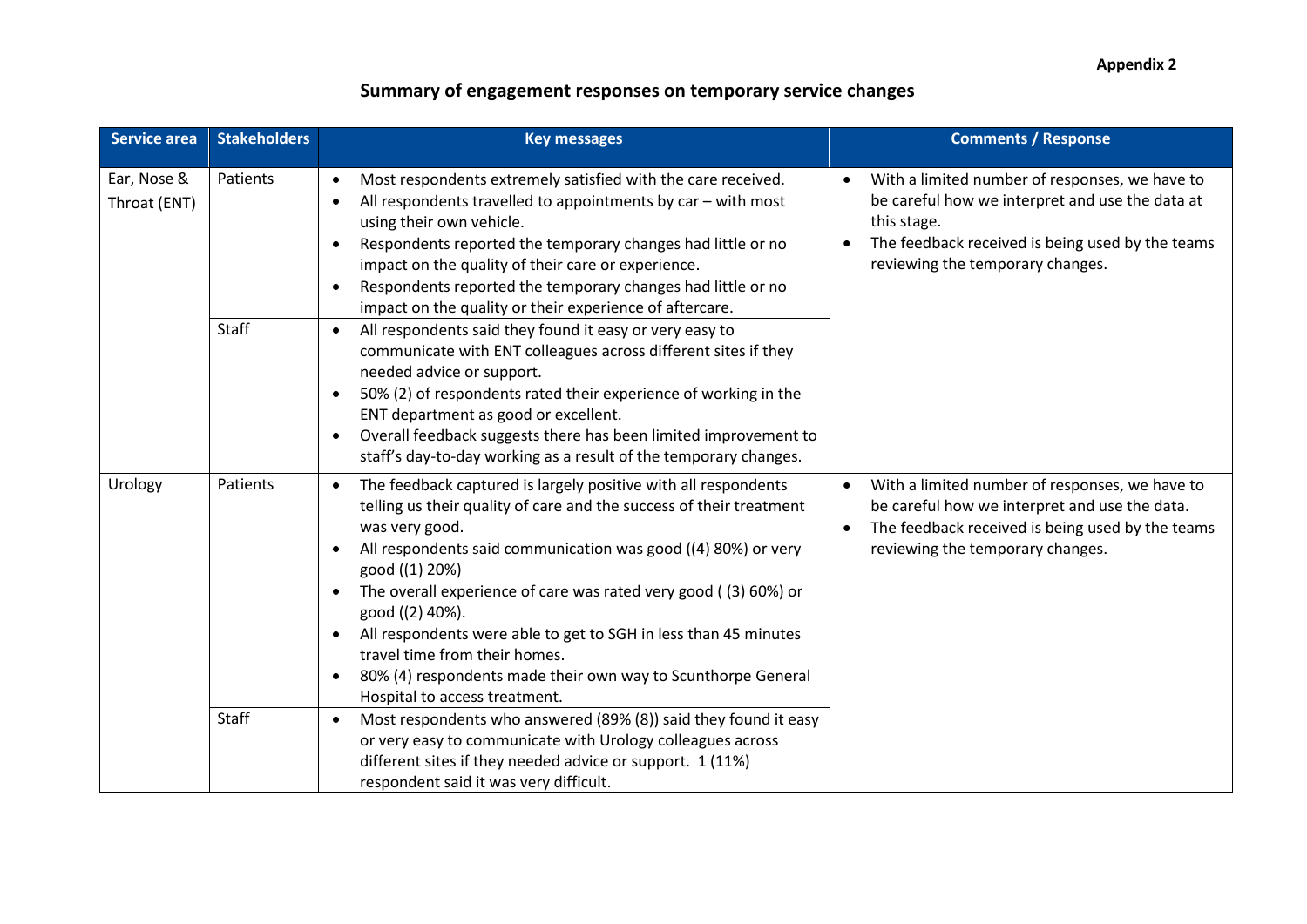**Appendix 2**

## Summary of engagement responses on temporary service changes

| Service area | Stakeholders | Key messages | Comments / Response |
|---|---|---|---|
| Ear, Nose & Throat (ENT) | Patients | • Most respondents extremely satisfied with the care received.<br>• All respondents travelled to appointments by car – with most using their own vehicle.<br>• Respondents reported the temporary changes had little or no impact on the quality of their care or experience.<br>• Respondents reported the temporary changes had little or no impact on the quality or their experience of aftercare. | • With a limited number of responses, we have to be careful how we interpret and use the data at this stage.<br>• The feedback received is being used by the teams reviewing the temporary changes. |
| | Staff | • All respondents said they found it easy or very easy to communicate with ENT colleagues across different sites if they needed advice or support.<br>• 50% (2) of respondents rated their experience of working in the ENT department as good or excellent.<br>• Overall feedback suggests there has been limited improvement to staff's day-to-day working as a result of the temporary changes. | |
| Urology | Patients | • The feedback captured is largely positive with all respondents telling us their quality of care and the success of their treatment was very good.<br>• All respondents said communication was good ((4) 80%) or very good ((1) 20%)<br>• The overall experience of care was rated very good ( (3) 60%) or good ((2) 40%).<br>• All respondents were able to get to SGH in less than 45 minutes travel time from their homes.<br>• 80% (4) respondents made their own way to Scunthorpe General Hospital to access treatment. | • With a limited number of responses, we have to be careful how we interpret and use the data.<br>• The feedback received is being used by the teams reviewing the temporary changes. |
| | Staff | • Most respondents who answered (89% (8)) said they found it easy or very easy to communicate with Urology colleagues across different sites if they needed advice or support. 1 (11%) respondent said it was very difficult. | |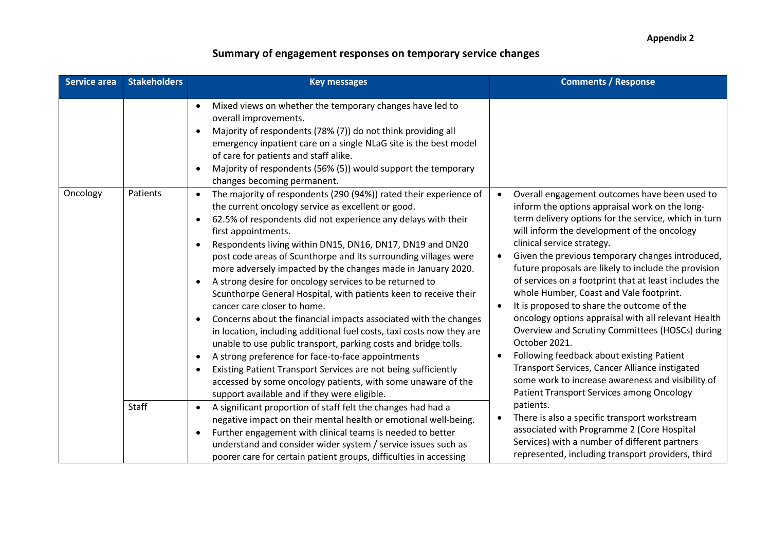**Appendix 2**

## Summary of engagement responses on temporary service changes

| Service area | Stakeholders | Key messages | Comments / Response |
|---|---|---|---|
| | | • Mixed views on whether the temporary changes have led to overall improvements.<br>• Majority of respondents (78% (7)) do not think providing all emergency inpatient care on a single NLaG site is the best model of care for patients and staff alike.<br>• Majority of respondents (56% (5)) would support the temporary changes becoming permanent. | |
| Oncology | Patients | • The majority of respondents (290 (94%)) rated their experience of the current oncology service as excellent or good.<br>• 62.5% of respondents did not experience any delays with their first appointments.<br>• Respondents living within DN15, DN16, DN17, DN19 and DN20 post code areas of Scunthorpe and its surrounding villages were more adversely impacted by the changes made in January 2020.<br>• A strong desire for oncology services to be returned to Scunthorpe General Hospital, with patients keen to receive their cancer care closer to home.<br>• Concerns about the financial impacts associated with the changes in location, including additional fuel costs, taxi costs now they are unable to use public transport, parking costs and bridge tolls.<br>• A strong preference for face-to-face appointments<br>• Existing Patient Transport Services are not being sufficiently accessed by some oncology patients, with some unaware of the support available and if they were eligible. | • Overall engagement outcomes have been used to inform the options appraisal work on the long-term delivery options for the service, which in turn will inform the development of the oncology clinical service strategy.<br>• Given the previous temporary changes introduced, future proposals are likely to include the provision of services on a footprint that at least includes the whole Humber, Coast and Vale footprint.<br>• It is proposed to share the outcome of the oncology options appraisal with all relevant Health Overview and Scrutiny Committees (HOSCs) during October 2021.<br>• Following feedback about existing Patient Transport Services, Cancer Alliance instigated some work to increase awareness and visibility of Patient Transport Services among Oncology patients.<br>• There is also a specific transport workstream associated with Programme 2 (Core Hospital Services) with a number of different partners represented, including transport providers, third |
| | Staff | • A significant proportion of staff felt the changes had had a negative impact on their mental health or emotional well-being.<br>• Further engagement with clinical teams is needed to better understand and consider wider system / service issues such as poorer care for certain patient groups, difficulties in accessing | |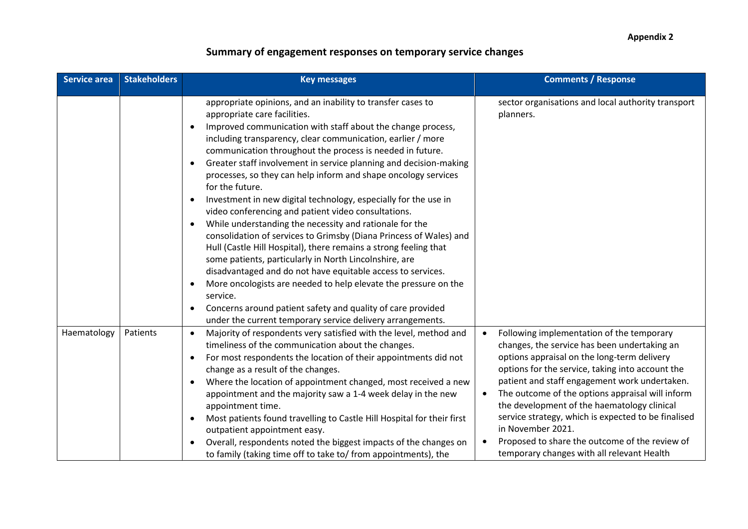**Appendix 2**

## Summary of engagement responses on temporary service changes

| Service area | Stakeholders | Key messages | Comments / Response |
|---|---|---|---|
| | | appropriate opinions, and an inability to transfer cases to appropriate care facilities.<br>• Improved communication with staff about the change process, including transparency, clear communication, earlier / more communication throughout the process is needed in future.<br>• Greater staff involvement in service planning and decision-making processes, so they can help inform and shape oncology services for the future.<br>• Investment in new digital technology, especially for the use in video conferencing and patient video consultations.<br>• While understanding the necessity and rationale for the consolidation of services to Grimsby (Diana Princess of Wales) and Hull (Castle Hill Hospital), there remains a strong feeling that some patients, particularly in North Lincolnshire, are disadvantaged and do not have equitable access to services.<br>• More oncologists are needed to help elevate the pressure on the service.<br>• Concerns around patient safety and quality of care provided under the current temporary service delivery arrangements. | sector organisations and local authority transport planners. |
| Haematology | Patients | • Majority of respondents very satisfied with the level, method and timeliness of the communication about the changes.<br>• For most respondents the location of their appointments did not change as a result of the changes.<br>• Where the location of appointment changed, most received a new appointment and the majority saw a 1-4 week delay in the new appointment time.<br>• Most patients found travelling to Castle Hill Hospital for their first outpatient appointment easy.<br>• Overall, respondents noted the biggest impacts of the changes on to family (taking time off to take to/ from appointments), the | • Following implementation of the temporary changes, the service has been undertaking an options appraisal on the long-term delivery options for the service, taking into account the patient and staff engagement work undertaken.<br>• The outcome of the options appraisal will inform the development of the haematology clinical service strategy, which is expected to be finalised in November 2021.<br>• Proposed to share the outcome of the review of temporary changes with all relevant Health |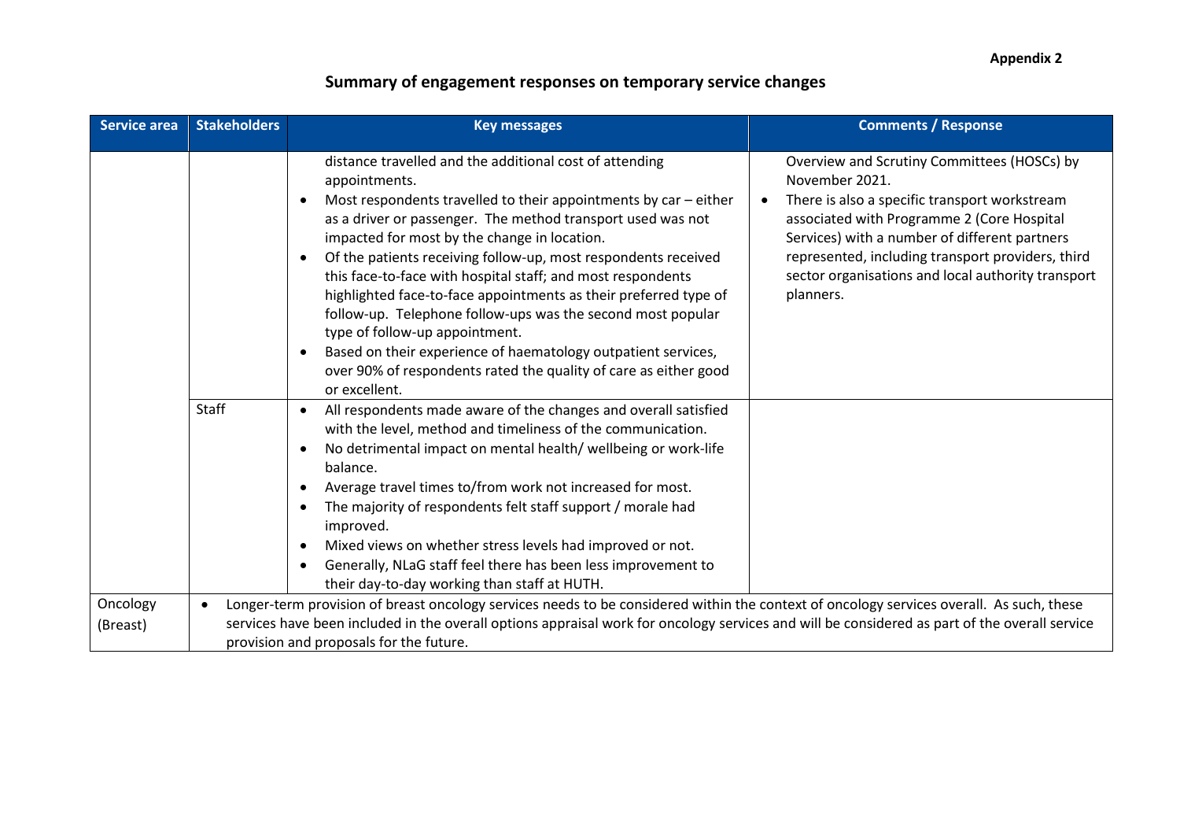**Appendix 2**

## Summary of engagement responses on temporary service changes

| Service area | Stakeholders | Key messages | Comments / Response |
|---|---|---|---|
| | | distance travelled and the additional cost of attending appointments.<br>• Most respondents travelled to their appointments by car – either as a driver or passenger. The method transport used was not impacted for most by the change in location.<br>• Of the patients receiving follow-up, most respondents received this face-to-face with hospital staff; and most respondents highlighted face-to-face appointments as their preferred type of follow-up. Telephone follow-ups was the second most popular type of follow-up appointment.<br>• Based on their experience of haematology outpatient services, over 90% of respondents rated the quality of care as either good or excellent. | Overview and Scrutiny Committees (HOSCs) by November 2021.<br>• There is also a specific transport workstream associated with Programme 2 (Core Hospital Services) with a number of different partners represented, including transport providers, third sector organisations and local authority transport planners. |
| | Staff | • All respondents made aware of the changes and overall satisfied with the level, method and timeliness of the communication.<br>• No detrimental impact on mental health/ wellbeing or work-life balance.<br>• Average travel times to/from work not increased for most.<br>• The majority of respondents felt staff support / morale had improved.<br>• Mixed views on whether stress levels had improved or not.<br>• Generally, NLaG staff feel there has been less improvement to their day-to-day working than staff at HUTH. | |
| Oncology (Breast) | • Longer-term provision of breast oncology services needs to be considered within the context of oncology services overall. As such, these services have been included in the overall options appraisal work for oncology services and will be considered as part of the overall service provision and proposals for the future. | | |